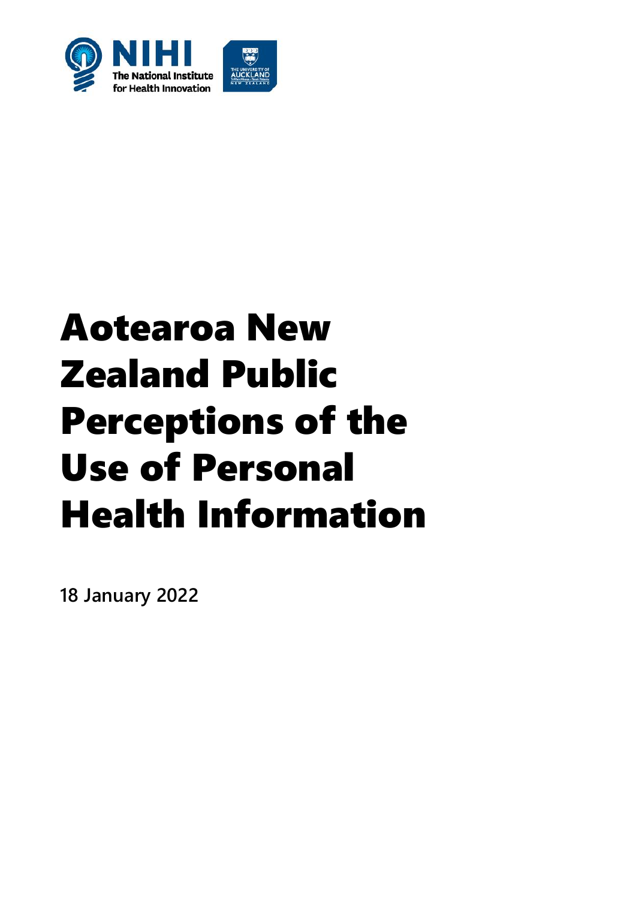# Aotearoa New Zealand Public Perceptions of the Use of Personal Health Information

**18 January 2022**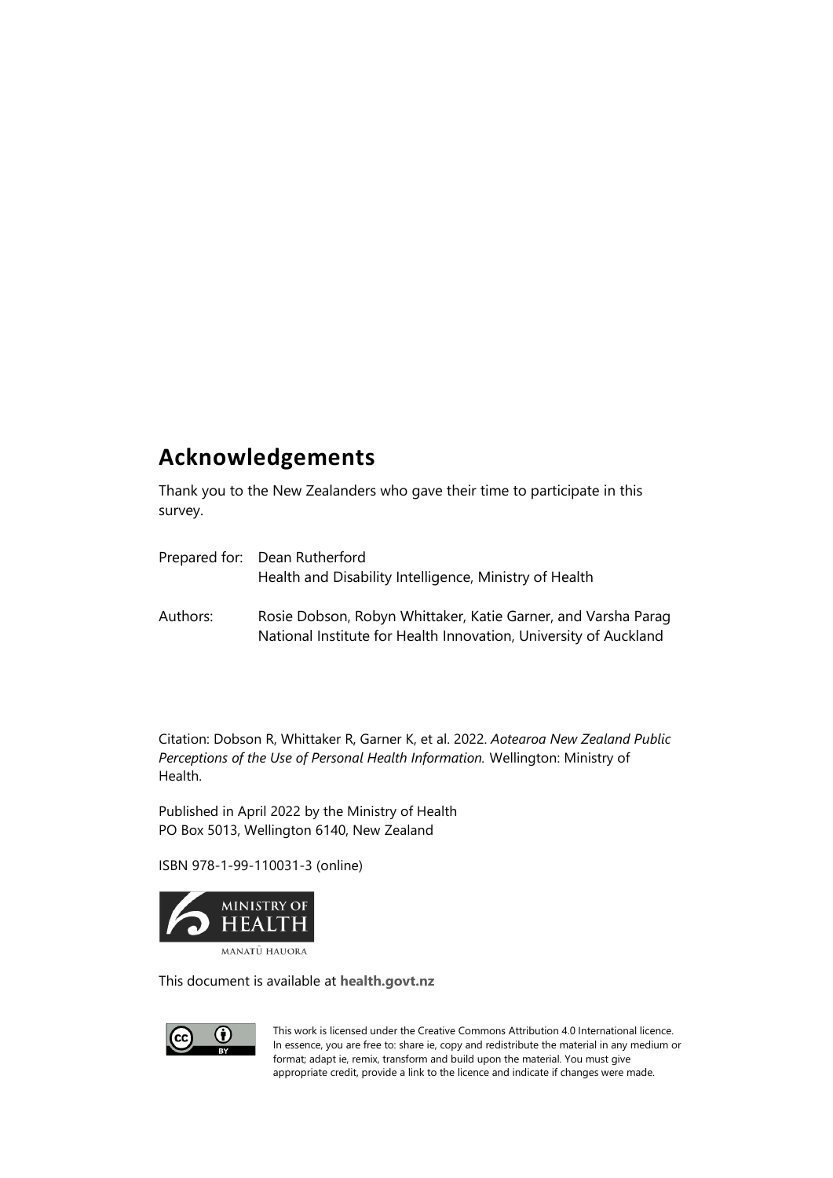## Acknowledgements

Thank you to the New Zealanders who gave their time to participate in this survey.

Prepared for: Dean Rutherford
Health and Disability Intelligence, Ministry of Health

Authors: Rosie Dobson, Robyn Whittaker, Katie Garner, and Varsha Parag
National Institute for Health Innovation, University of Auckland

Citation: Dobson R, Whittaker R, Garner K, et al. 2022. *Aotearoa New Zealand Public Perceptions of the Use of Personal Health Information.* Wellington: Ministry of Health.

Published in April 2022 by the Ministry of Health
PO Box 5013, Wellington 6140, New Zealand

ISBN 978-1-99-110031-3 (online)

MINISTRY OF HEALTH
MANATŪ HAUORA

This document is available at **health.govt.nz**

This work is licensed under the Creative Commons Attribution 4.0 International licence. In essence, you are free to: share ie, copy and redistribute the material in any medium or format; adapt ie, remix, transform and build upon the material. You must give appropriate credit, provide a link to the licence and indicate if changes were made.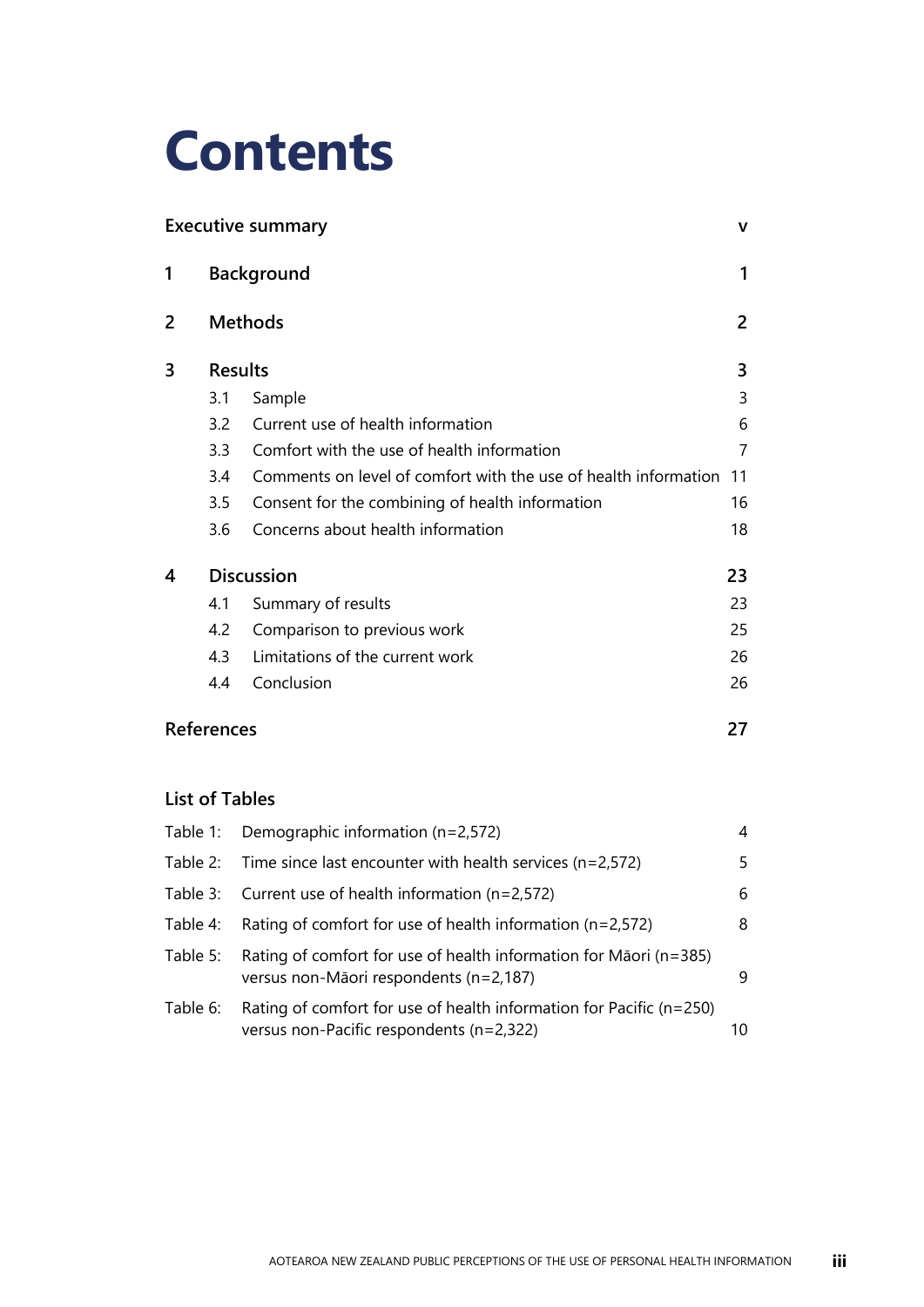# Contents

| | | |
|---|---|---|
| **Executive summary** | | **v** |
| **1** | **Background** | **1** |
| **2** | **Methods** | **2** |
| **3** | **Results** | **3** |
| | 3.1 Sample | 3 |
| | 3.2 Current use of health information | 6 |
| | 3.3 Comfort with the use of health information | 7 |
| | 3.4 Comments on level of comfort with the use of health information | 11 |
| | 3.5 Consent for the combining of health information | 16 |
| | 3.6 Concerns about health information | 18 |
| **4** | **Discussion** | **23** |
| | 4.1 Summary of results | 23 |
| | 4.2 Comparison to previous work | 25 |
| | 4.3 Limitations of the current work | 26 |
| | 4.4 Conclusion | 26 |
| **References** | | **27** |

## List of Tables

| | | |
|---|---|---|
| Table 1: | Demographic information (n=2,572) | 4 |
| Table 2: | Time since last encounter with health services (n=2,572) | 5 |
| Table 3: | Current use of health information (n=2,572) | 6 |
| Table 4: | Rating of comfort for use of health information (n=2,572) | 8 |
| Table 5: | Rating of comfort for use of health information for Māori (n=385) versus non-Māori respondents (n=2,187) | 9 |
| Table 6: | Rating of comfort for use of health information for Pacific (n=250) versus non-Pacific respondents (n=2,322) | 10 |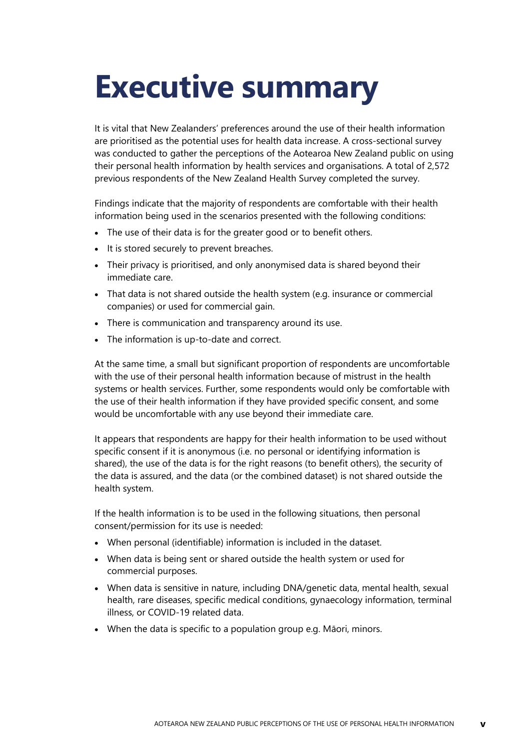# Executive summary

It is vital that New Zealanders' preferences around the use of their health information are prioritised as the potential uses for health data increase. A cross-sectional survey was conducted to gather the perceptions of the Aotearoa New Zealand public on using their personal health information by health services and organisations. A total of 2,572 previous respondents of the New Zealand Health Survey completed the survey.

Findings indicate that the majority of respondents are comfortable with their health information being used in the scenarios presented with the following conditions:

- The use of their data is for the greater good or to benefit others.
- It is stored securely to prevent breaches.
- Their privacy is prioritised, and only anonymised data is shared beyond their immediate care.
- That data is not shared outside the health system (e.g. insurance or commercial companies) or used for commercial gain.
- There is communication and transparency around its use.
- The information is up-to-date and correct.

At the same time, a small but significant proportion of respondents are uncomfortable with the use of their personal health information because of mistrust in the health systems or health services. Further, some respondents would only be comfortable with the use of their health information if they have provided specific consent, and some would be uncomfortable with any use beyond their immediate care.

It appears that respondents are happy for their health information to be used without specific consent if it is anonymous (i.e. no personal or identifying information is shared), the use of the data is for the right reasons (to benefit others), the security of the data is assured, and the data (or the combined dataset) is not shared outside the health system.

If the health information is to be used in the following situations, then personal consent/permission for its use is needed:

- When personal (identifiable) information is included in the dataset.
- When data is being sent or shared outside the health system or used for commercial purposes.
- When data is sensitive in nature, including DNA/genetic data, mental health, sexual health, rare diseases, specific medical conditions, gynaecology information, terminal illness, or COVID-19 related data.
- When the data is specific to a population group e.g. Māori, minors.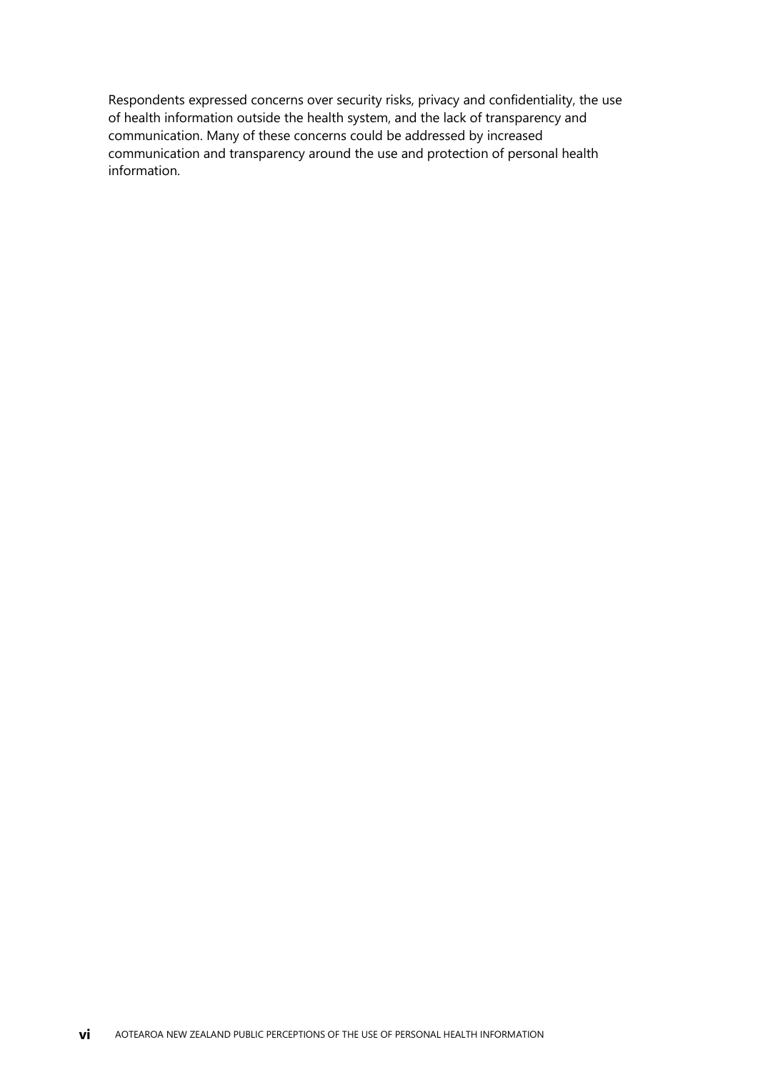Respondents expressed concerns over security risks, privacy and confidentiality, the use of health information outside the health system, and the lack of transparency and communication. Many of these concerns could be addressed by increased communication and transparency around the use and protection of personal health information.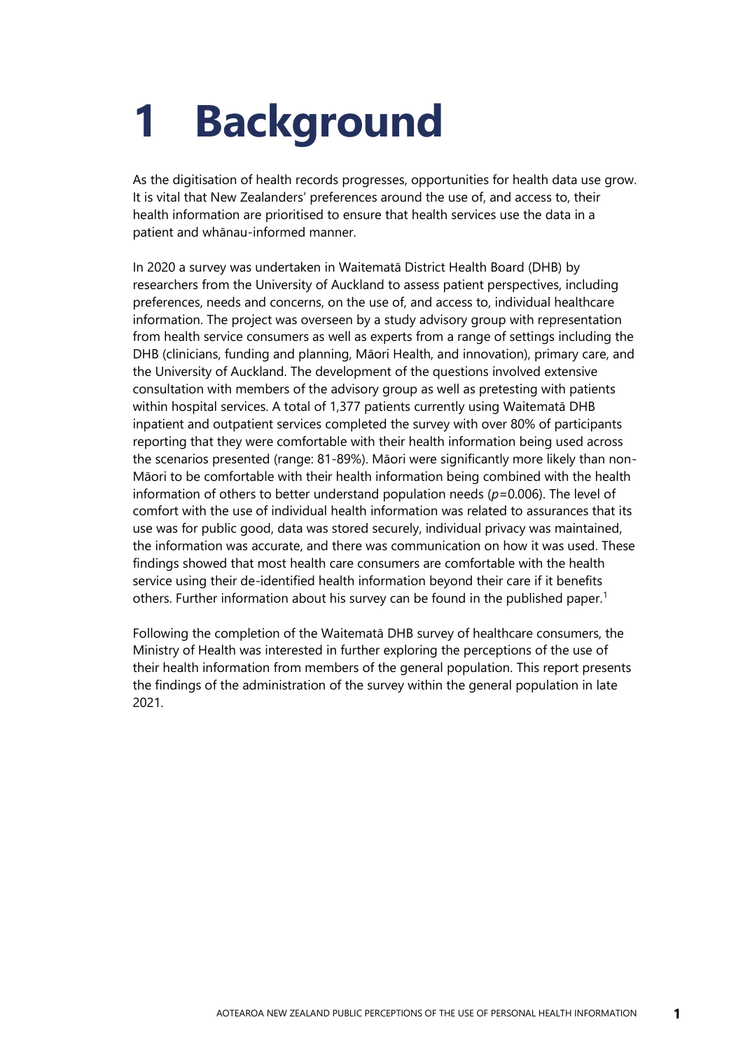# 1 Background

As the digitisation of health records progresses, opportunities for health data use grow. It is vital that New Zealanders' preferences around the use of, and access to, their health information are prioritised to ensure that health services use the data in a patient and whānau-informed manner.

In 2020 a survey was undertaken in Waitematā District Health Board (DHB) by researchers from the University of Auckland to assess patient perspectives, including preferences, needs and concerns, on the use of, and access to, individual healthcare information. The project was overseen by a study advisory group with representation from health service consumers as well as experts from a range of settings including the DHB (clinicians, funding and planning, Māori Health, and innovation), primary care, and the University of Auckland. The development of the questions involved extensive consultation with members of the advisory group as well as pretesting with patients within hospital services. A total of 1,377 patients currently using Waitematā DHB inpatient and outpatient services completed the survey with over 80% of participants reporting that they were comfortable with their health information being used across the scenarios presented (range: 81-89%). Māori were significantly more likely than non-Māori to be comfortable with their health information being combined with the health information of others to better understand population needs ($p=0.006$). The level of comfort with the use of individual health information was related to assurances that its use was for public good, data was stored securely, individual privacy was maintained, the information was accurate, and there was communication on how it was used. These findings showed that most health care consumers are comfortable with the health service using their de-identified health information beyond their care if it benefits others. Further information about his survey can be found in the published paper.[1]

Following the completion of the Waitematā DHB survey of healthcare consumers, the Ministry of Health was interested in further exploring the perceptions of the use of their health information from members of the general population. This report presents the findings of the administration of the survey within the general population in late 2021.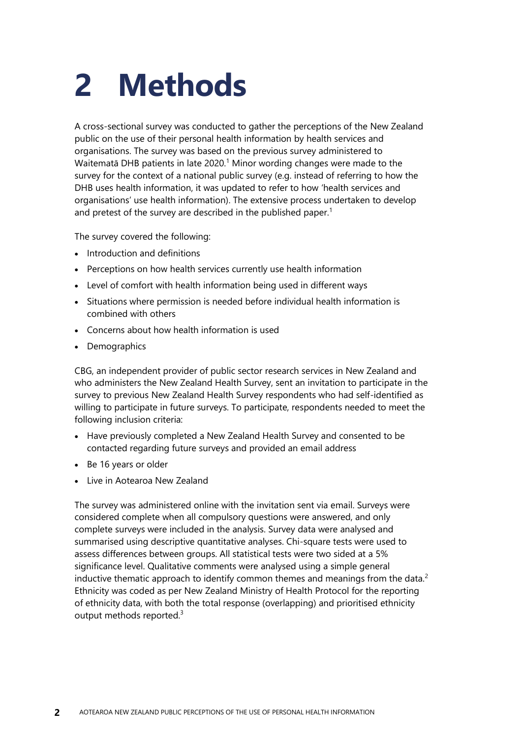# 2 Methods

A cross-sectional survey was conducted to gather the perceptions of the New Zealand public on the use of their personal health information by health services and organisations. The survey was based on the previous survey administered to Waitematā DHB patients in late 2020.[1] Minor wording changes were made to the survey for the context of a national public survey (e.g. instead of referring to how the DHB uses health information, it was updated to refer to how 'health services and organisations' use health information). The extensive process undertaken to develop and pretest of the survey are described in the published paper.[1]

The survey covered the following:

- Introduction and definitions
- Perceptions on how health services currently use health information
- Level of comfort with health information being used in different ways
- Situations where permission is needed before individual health information is combined with others
- Concerns about how health information is used
- Demographics

CBG, an independent provider of public sector research services in New Zealand and who administers the New Zealand Health Survey, sent an invitation to participate in the survey to previous New Zealand Health Survey respondents who had self-identified as willing to participate in future surveys. To participate, respondents needed to meet the following inclusion criteria:

- Have previously completed a New Zealand Health Survey and consented to be contacted regarding future surveys and provided an email address
- Be 16 years or older
- Live in Aotearoa New Zealand

The survey was administered online with the invitation sent via email. Surveys were considered complete when all compulsory questions were answered, and only complete surveys were included in the analysis. Survey data were analysed and summarised using descriptive quantitative analyses. Chi-square tests were used to assess differences between groups. All statistical tests were two sided at a 5% significance level. Qualitative comments were analysed using a simple general inductive thematic approach to identify common themes and meanings from the data.[2] Ethnicity was coded as per New Zealand Ministry of Health Protocol for the reporting of ethnicity data, with both the total response (overlapping) and prioritised ethnicity output methods reported.[3]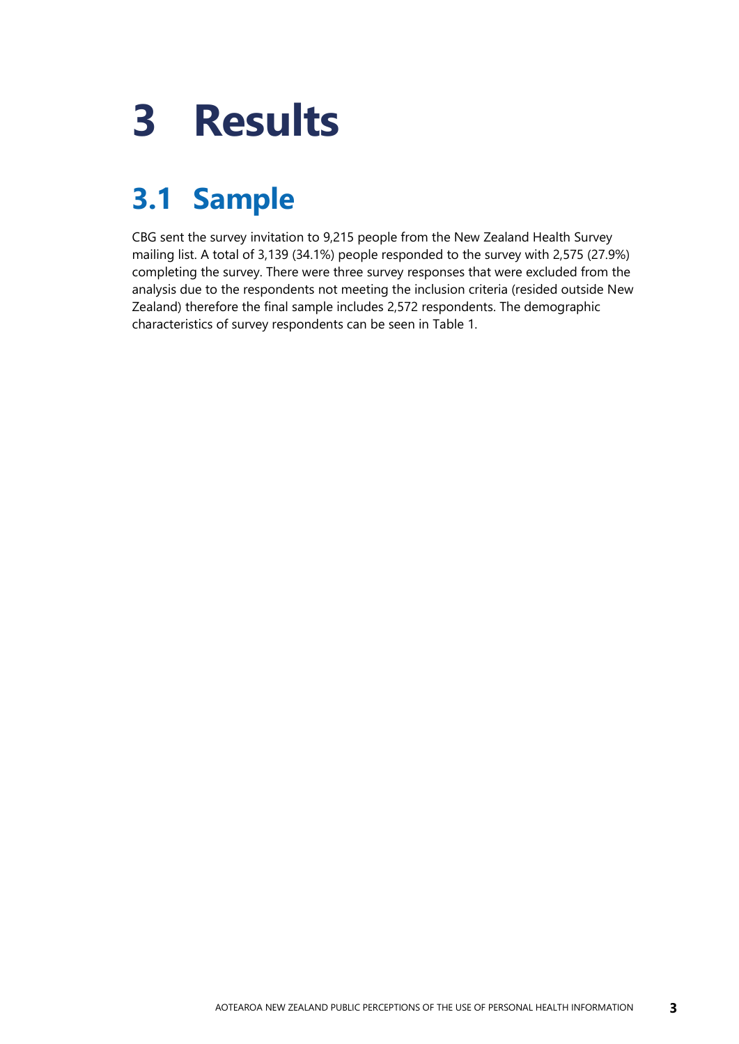# 3 Results

## 3.1 Sample

CBG sent the survey invitation to 9,215 people from the New Zealand Health Survey mailing list. A total of 3,139 (34.1%) people responded to the survey with 2,575 (27.9%) completing the survey. There were three survey responses that were excluded from the analysis due to the respondents not meeting the inclusion criteria (resided outside New Zealand) therefore the final sample includes 2,572 respondents. The demographic characteristics of survey respondents can be seen in Table 1.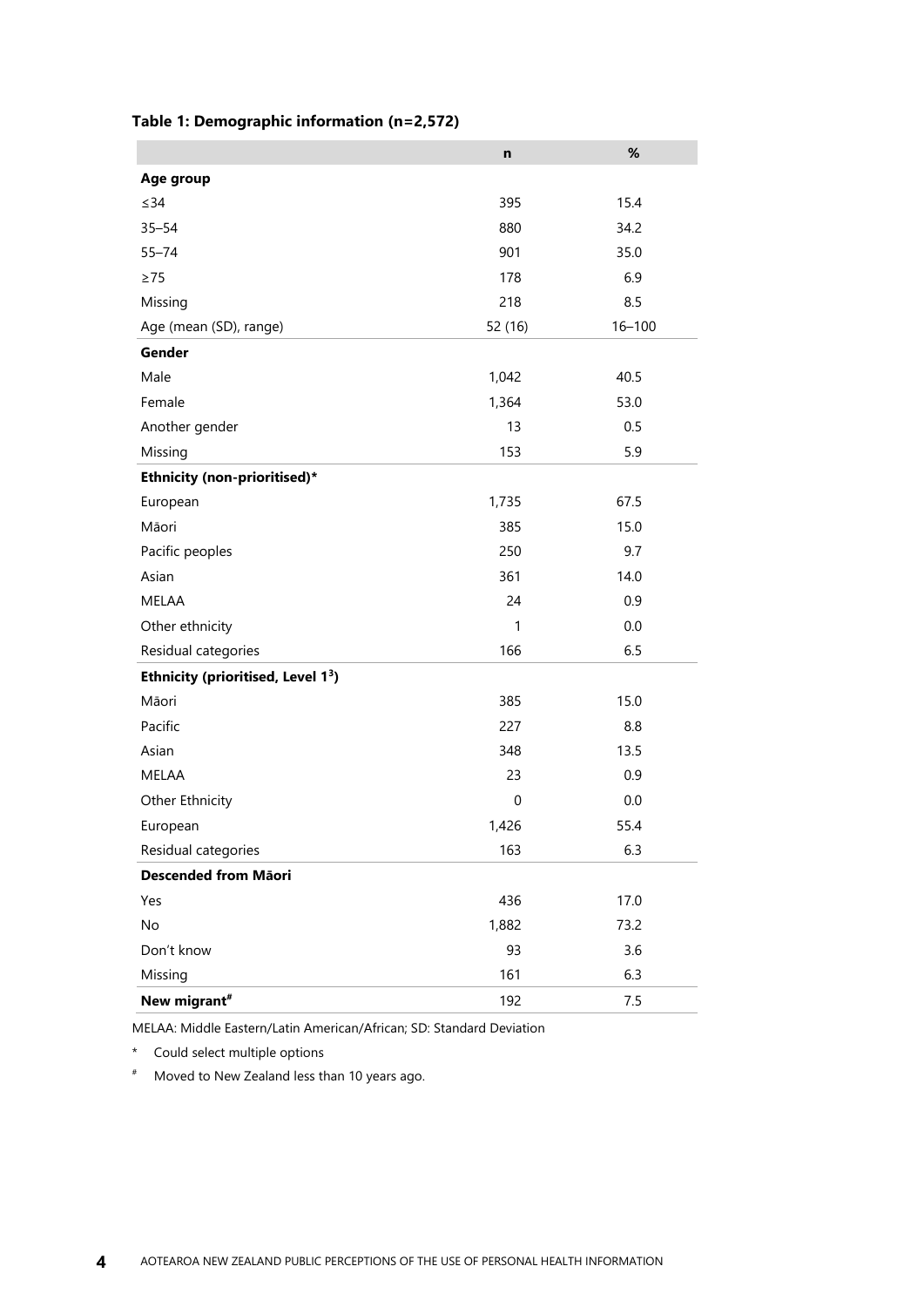**Table 1: Demographic information (n=2,572)**

| | n | % |
|---|---|---|
| **Age group** | | |
| ≤34 | 395 | 15.4 |
| 35–54 | 880 | 34.2 |
| 55–74 | 901 | 35.0 |
| ≥75 | 178 | 6.9 |
| Missing | 218 | 8.5 |
| Age (mean (SD), range) | 52 (16) | 16–100 |
| **Gender** | | |
| Male | 1,042 | 40.5 |
| Female | 1,364 | 53.0 |
| Another gender | 13 | 0.5 |
| Missing | 153 | 5.9 |
| **Ethnicity (non-prioritised)*** | | |
| European | 1,735 | 67.5 |
| Māori | 385 | 15.0 |
| Pacific peoples | 250 | 9.7 |
| Asian | 361 | 14.0 |
| MELAA | 24 | 0.9 |
| Other ethnicity | 1 | 0.0 |
| Residual categories | 166 | 6.5 |
| **Ethnicity (prioritised, Level 1[3])** | | |
| Māori | 385 | 15.0 |
| Pacific | 227 | 8.8 |
| Asian | 348 | 13.5 |
| MELAA | 23 | 0.9 |
| Other Ethnicity | 0 | 0.0 |
| European | 1,426 | 55.4 |
| Residual categories | 163 | 6.3 |
| **Descended from Māori** | | |
| Yes | 436 | 17.0 |
| No | 1,882 | 73.2 |
| Don't know | 93 | 3.6 |
| Missing | 161 | 6.3 |
| **New migrant#** | 192 | 7.5 |

MELAA: Middle Eastern/Latin American/African; SD: Standard Deviation

\* Could select multiple options

\# Moved to New Zealand less than 10 years ago.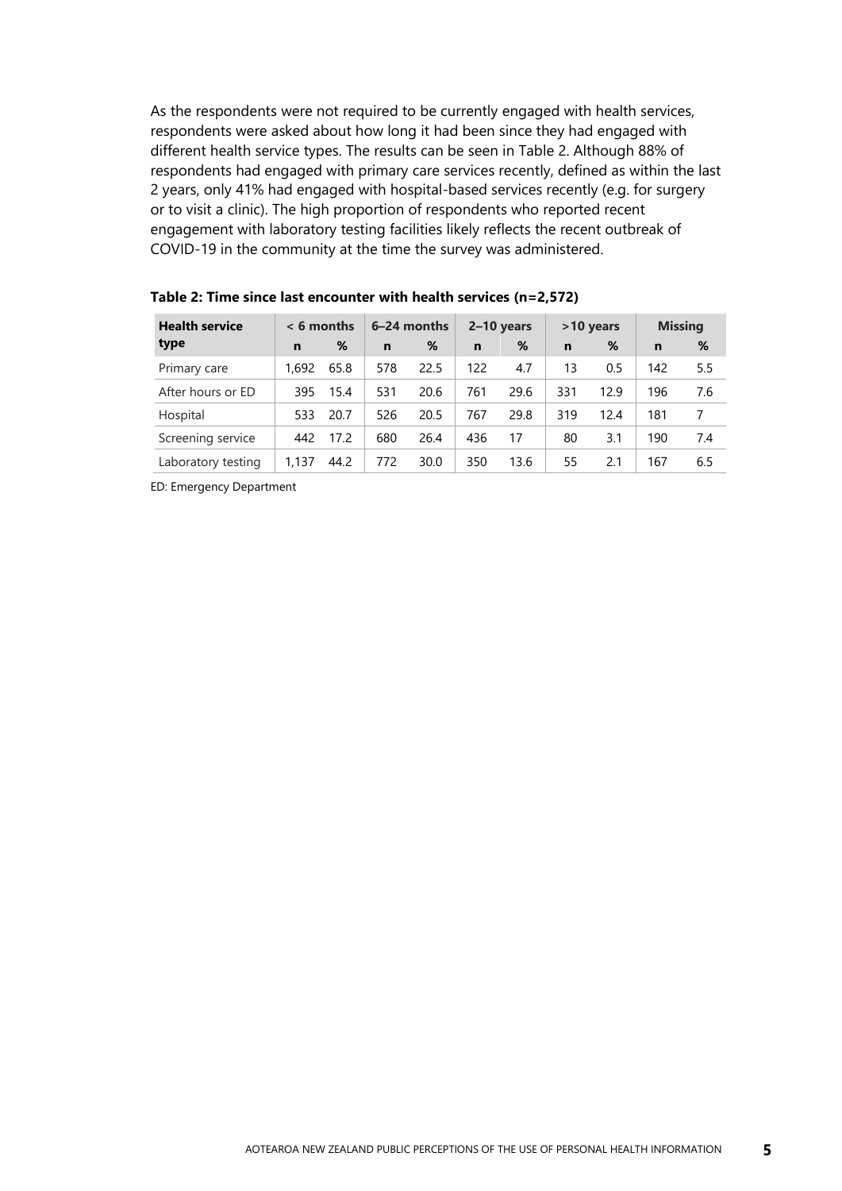As the respondents were not required to be currently engaged with health services, respondents were asked about how long it had been since they had engaged with different health service types. The results can be seen in Table 2. Although 88% of respondents had engaged with primary care services recently, defined as within the last 2 years, only 41% had engaged with hospital-based services recently (e.g. for surgery or to visit a clinic). The high proportion of respondents who reported recent engagement with laboratory testing facilities likely reflects the recent outbreak of COVID-19 in the community at the time the survey was administered.

**Table 2: Time since last encounter with health services (n=2,572)**

| Health service type | < 6 months | | 6–24 months | | 2–10 years | | >10 years | | Missing | |
|---|---|---|---|---|---|---|---|---|---|---|
| | n | % | n | % | n | % | n | % | n | % |
| Primary care | 1,692 | 65.8 | 578 | 22.5 | 122 | 4.7 | 13 | 0.5 | 142 | 5.5 |
| After hours or ED | 395 | 15.4 | 531 | 20.6 | 761 | 29.6 | 331 | 12.9 | 196 | 7.6 |
| Hospital | 533 | 20.7 | 526 | 20.5 | 767 | 29.8 | 319 | 12.4 | 181 | 7 |
| Screening service | 442 | 17.2 | 680 | 26.4 | 436 | 17 | 80 | 3.1 | 190 | 7.4 |
| Laboratory testing | 1,137 | 44.2 | 772 | 30.0 | 350 | 13.6 | 55 | 2.1 | 167 | 6.5 |

ED: Emergency Department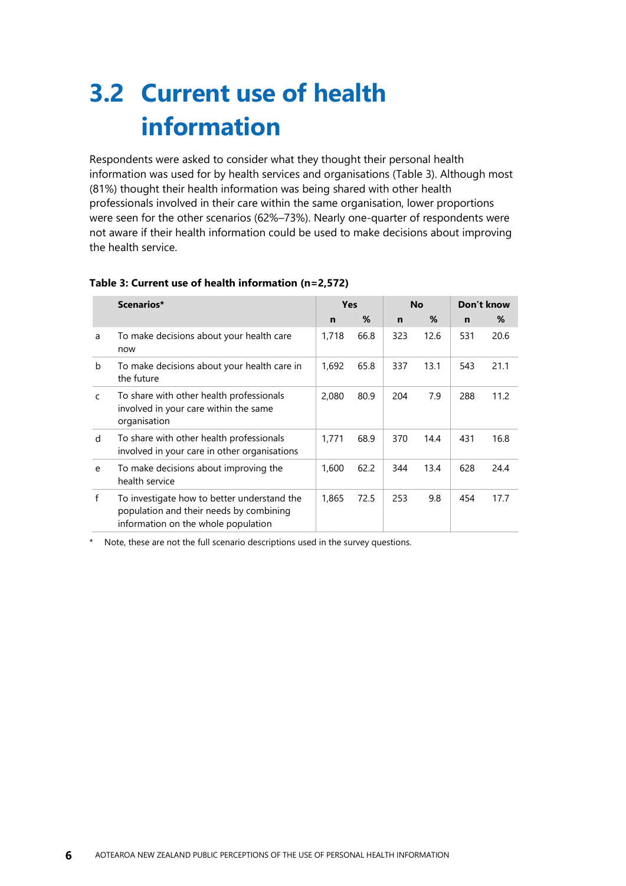## 3.2 Current use of health information

Respondents were asked to consider what they thought their personal health information was used for by health services and organisations (Table 3). Although most (81%) thought their health information was being shared with other health professionals involved in their care within the same organisation, lower proportions were seen for the other scenarios (62%–73%). Nearly one-quarter of respondents were not aware if their health information could be used to make decisions about improving the health service.

**Table 3: Current use of health information (n=2,572)**

| | Scenarios* | Yes | | No | | Don't know | |
|---|---|---|---|---|---|---|---|
| | | n | % | n | % | n | % |
| a | To make decisions about your health care now | 1,718 | 66.8 | 323 | 12.6 | 531 | 20.6 |
| b | To make decisions about your health care in the future | 1,692 | 65.8 | 337 | 13.1 | 543 | 21.1 |
| c | To share with other health professionals involved in your care within the same organisation | 2,080 | 80.9 | 204 | 7.9 | 288 | 11.2 |
| d | To share with other health professionals involved in your care in other organisations | 1,771 | 68.9 | 370 | 14.4 | 431 | 16.8 |
| e | To make decisions about improving the health service | 1,600 | 62.2 | 344 | 13.4 | 628 | 24.4 |
| f | To investigate how to better understand the population and their needs by combining information on the whole population | 1,865 | 72.5 | 253 | 9.8 | 454 | 17.7 |

\* Note, these are not the full scenario descriptions used in the survey questions.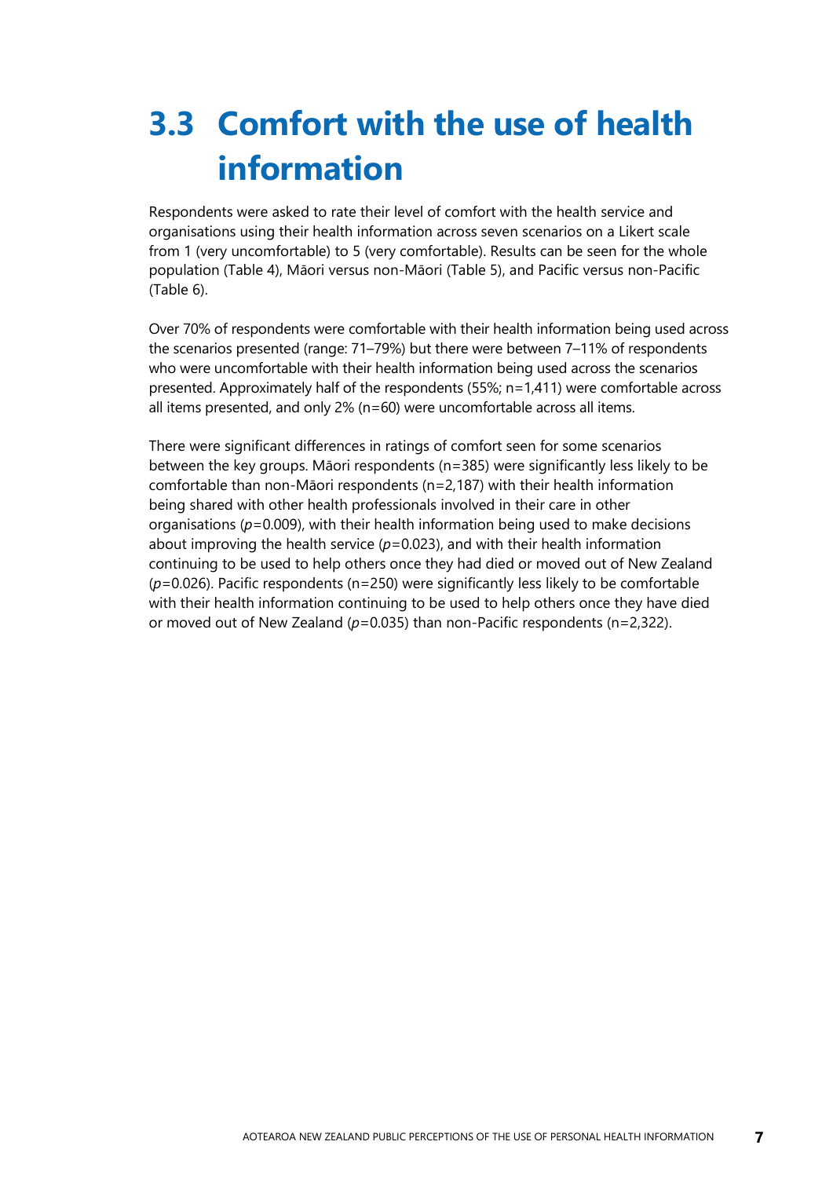# 3.3 Comfort with the use of health information

Respondents were asked to rate their level of comfort with the health service and organisations using their health information across seven scenarios on a Likert scale from 1 (very uncomfortable) to 5 (very comfortable). Results can be seen for the whole population (Table 4), Māori versus non-Māori (Table 5), and Pacific versus non-Pacific (Table 6).

Over 70% of respondents were comfortable with their health information being used across the scenarios presented (range: 71–79%) but there were between 7–11% of respondents who were uncomfortable with their health information being used across the scenarios presented. Approximately half of the respondents (55%; n=1,411) were comfortable across all items presented, and only 2% (n=60) were uncomfortable across all items.

There were significant differences in ratings of comfort seen for some scenarios between the key groups. Māori respondents (n=385) were significantly less likely to be comfortable than non-Māori respondents (n=2,187) with their health information being shared with other health professionals involved in their care in other organisations ($p=0.009$), with their health information being used to make decisions about improving the health service ($p=0.023$), and with their health information continuing to be used to help others once they had died or moved out of New Zealand ($p=0.026$). Pacific respondents (n=250) were significantly less likely to be comfortable with their health information continuing to be used to help others once they have died or moved out of New Zealand ($p=0.035$) than non-Pacific respondents (n=2,322).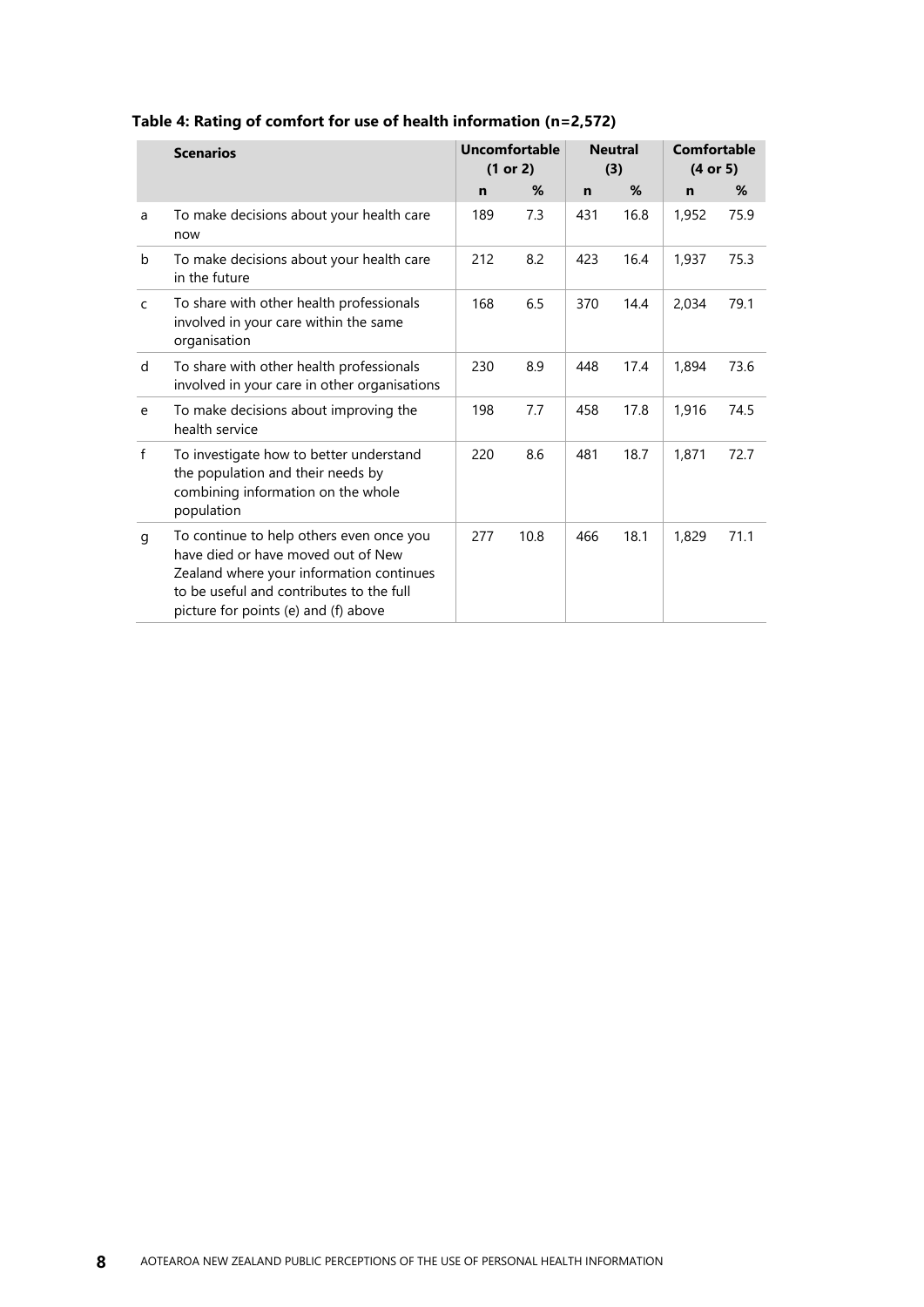**Table 4: Rating of comfort for use of health information (n=2,572)**

| | Scenarios | Uncomfortable (1 or 2) | | Neutral (3) | | Comfortable (4 or 5) | |
|---|---|---|---|---|---|---|---|
| | | n | % | n | % | n | % |
| a | To make decisions about your health care now | 189 | 7.3 | 431 | 16.8 | 1,952 | 75.9 |
| b | To make decisions about your health care in the future | 212 | 8.2 | 423 | 16.4 | 1,937 | 75.3 |
| c | To share with other health professionals involved in your care within the same organisation | 168 | 6.5 | 370 | 14.4 | 2,034 | 79.1 |
| d | To share with other health professionals involved in your care in other organisations | 230 | 8.9 | 448 | 17.4 | 1,894 | 73.6 |
| e | To make decisions about improving the health service | 198 | 7.7 | 458 | 17.8 | 1,916 | 74.5 |
| f | To investigate how to better understand the population and their needs by combining information on the whole population | 220 | 8.6 | 481 | 18.7 | 1,871 | 72.7 |
| g | To continue to help others even once you have died or have moved out of New Zealand where your information continues to be useful and contributes to the full picture for points (e) and (f) above | 277 | 10.8 | 466 | 18.1 | 1,829 | 71.1 |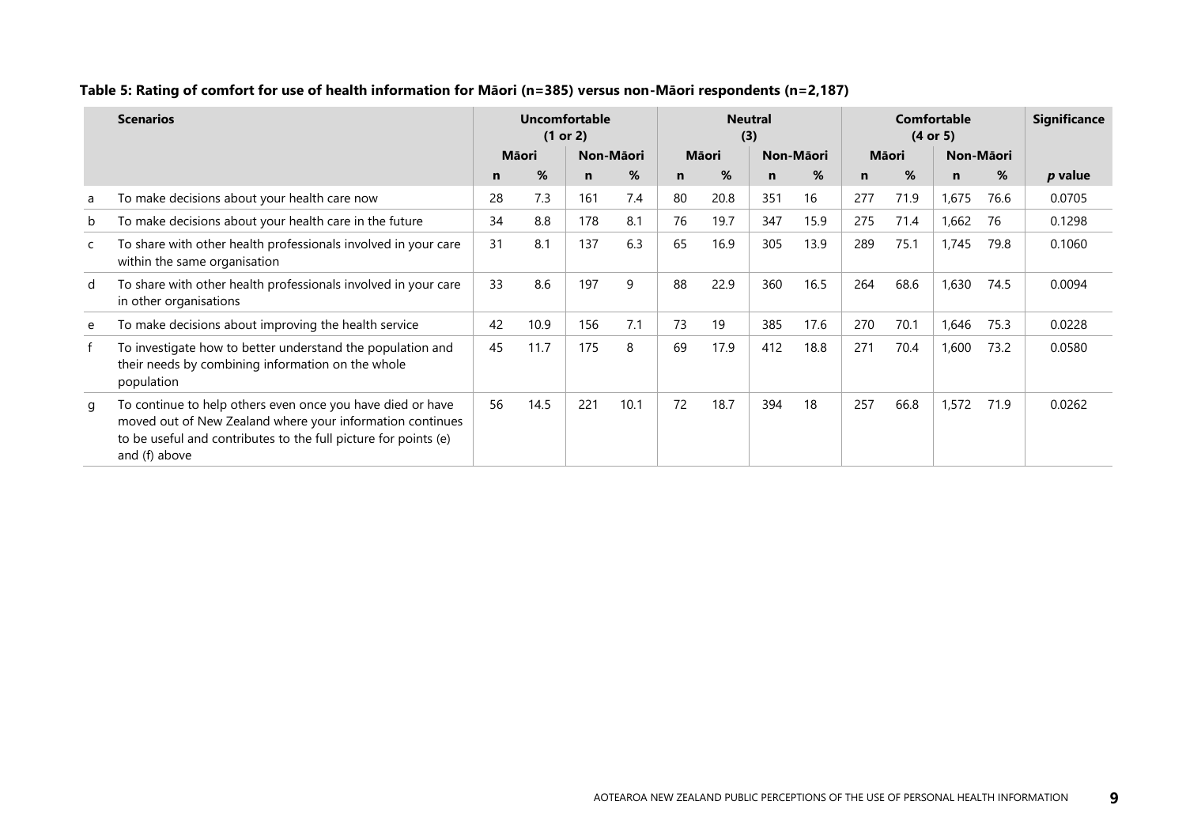**Table 5: Rating of comfort for use of health information for Māori (n=385) versus non-Māori respondents (n=2,187)**

| | Scenarios | Uncomfortable (1 or 2) | | | | Neutral (3) | | | | Comfortable (4 or 5) | | | | Significance |
|---|---|---|---|---|---|---|---|---|---|---|---|---|---|---|
| | | Māori | | Non-Māori | | Māori | | Non-Māori | | Māori | | Non-Māori | | |
| | | n | % | n | % | n | % | n | % | n | % | n | % | *p* value |
| a | To make decisions about your health care now | 28 | 7.3 | 161 | 7.4 | 80 | 20.8 | 351 | 16 | 277 | 71.9 | 1,675 | 76.6 | 0.0705 |
| b | To make decisions about your health care in the future | 34 | 8.8 | 178 | 8.1 | 76 | 19.7 | 347 | 15.9 | 275 | 71.4 | 1,662 | 76 | 0.1298 |
| c | To share with other health professionals involved in your care within the same organisation | 31 | 8.1 | 137 | 6.3 | 65 | 16.9 | 305 | 13.9 | 289 | 75.1 | 1,745 | 79.8 | 0.1060 |
| d | To share with other health professionals involved in your care in other organisations | 33 | 8.6 | 197 | 9 | 88 | 22.9 | 360 | 16.5 | 264 | 68.6 | 1,630 | 74.5 | 0.0094 |
| e | To make decisions about improving the health service | 42 | 10.9 | 156 | 7.1 | 73 | 19 | 385 | 17.6 | 270 | 70.1 | 1,646 | 75.3 | 0.0228 |
| f | To investigate how to better understand the population and their needs by combining information on the whole population | 45 | 11.7 | 175 | 8 | 69 | 17.9 | 412 | 18.8 | 271 | 70.4 | 1,600 | 73.2 | 0.0580 |
| g | To continue to help others even once you have died or have moved out of New Zealand where your information continues to be useful and contributes to the full picture for points (e) and (f) above | 56 | 14.5 | 221 | 10.1 | 72 | 18.7 | 394 | 18 | 257 | 66.8 | 1,572 | 71.9 | 0.0262 |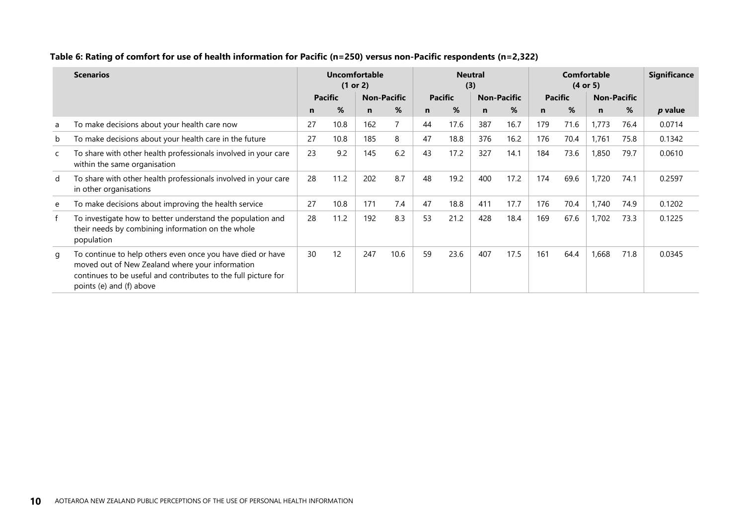**Table 6: Rating of comfort for use of health information for Pacific (n=250) versus non-Pacific respondents (n=2,322)**

| | Scenarios | Uncomfortable (1 or 2) | | | | Neutral (3) | | | | Comfortable (4 or 5) | | | | Significance |
|---|---|---|---|---|---|---|---|---|---|---|---|---|---|---|
| | | Pacific | | Non-Pacific | | Pacific | | Non-Pacific | | Pacific | | Non-Pacific | | |
| | | n | % | n | % | n | % | n | % | n | % | n | % | *p* value |
| a | To make decisions about your health care now | 27 | 10.8 | 162 | 7 | 44 | 17.6 | 387 | 16.7 | 179 | 71.6 | 1,773 | 76.4 | 0.0714 |
| b | To make decisions about your health care in the future | 27 | 10.8 | 185 | 8 | 47 | 18.8 | 376 | 16.2 | 176 | 70.4 | 1,761 | 75.8 | 0.1342 |
| c | To share with other health professionals involved in your care within the same organisation | 23 | 9.2 | 145 | 6.2 | 43 | 17.2 | 327 | 14.1 | 184 | 73.6 | 1,850 | 79.7 | 0.0610 |
| d | To share with other health professionals involved in your care in other organisations | 28 | 11.2 | 202 | 8.7 | 48 | 19.2 | 400 | 17.2 | 174 | 69.6 | 1,720 | 74.1 | 0.2597 |
| e | To make decisions about improving the health service | 27 | 10.8 | 171 | 7.4 | 47 | 18.8 | 411 | 17.7 | 176 | 70.4 | 1,740 | 74.9 | 0.1202 |
| f | To investigate how to better understand the population and their needs by combining information on the whole population | 28 | 11.2 | 192 | 8.3 | 53 | 21.2 | 428 | 18.4 | 169 | 67.6 | 1,702 | 73.3 | 0.1225 |
| g | To continue to help others even once you have died or have moved out of New Zealand where your information continues to be useful and contributes to the full picture for points (e) and (f) above | 30 | 12 | 247 | 10.6 | 59 | 23.6 | 407 | 17.5 | 161 | 64.4 | 1,668 | 71.8 | 0.0345 |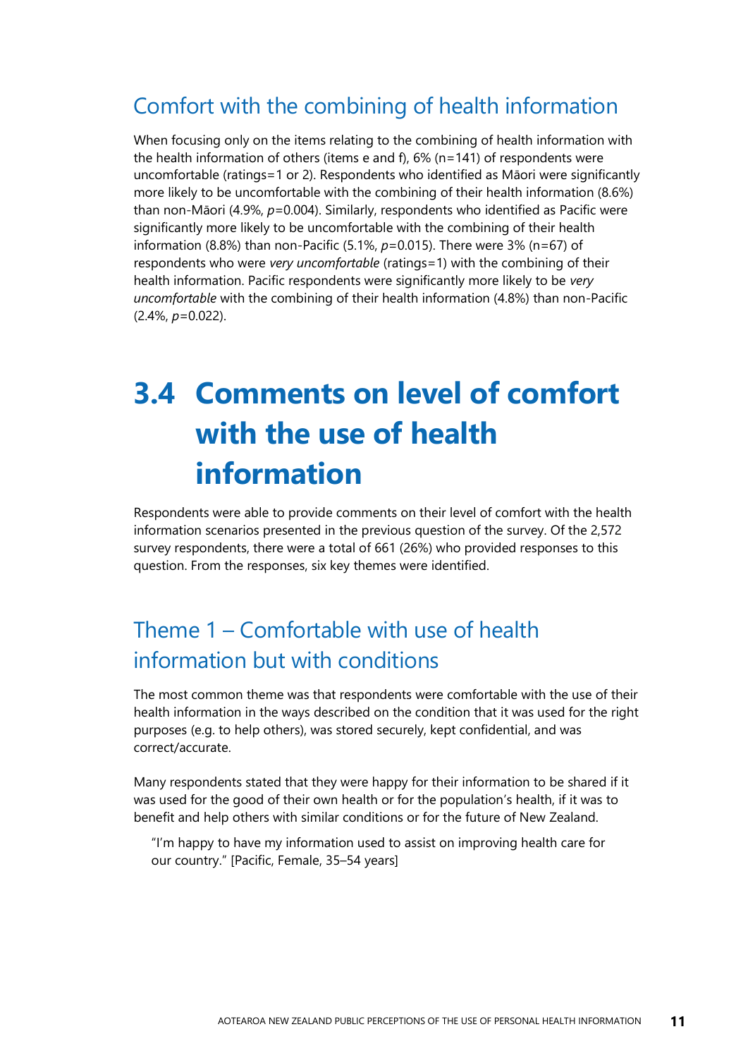### Comfort with the combining of health information

When focusing only on the items relating to the combining of health information with the health information of others (items e and f), 6% (n=141) of respondents were uncomfortable (ratings=1 or 2). Respondents who identified as Māori were significantly more likely to be uncomfortable with the combining of their health information (8.6%) than non-Māori (4.9%, *p*=0.004). Similarly, respondents who identified as Pacific were significantly more likely to be uncomfortable with the combining of their health information (8.8%) than non-Pacific (5.1%, *p*=0.015). There were 3% (n=67) of respondents who were *very uncomfortable* (ratings=1) with the combining of their health information. Pacific respondents were significantly more likely to be *very uncomfortable* with the combining of their health information (4.8%) than non-Pacific (2.4%, *p*=0.022).

## 3.4 Comments on level of comfort with the use of health information

Respondents were able to provide comments on their level of comfort with the health information scenarios presented in the previous question of the survey. Of the 2,572 survey respondents, there were a total of 661 (26%) who provided responses to this question. From the responses, six key themes were identified.

### Theme 1 – Comfortable with use of health information but with conditions

The most common theme was that respondents were comfortable with the use of their health information in the ways described on the condition that it was used for the right purposes (e.g. to help others), was stored securely, kept confidential, and was correct/accurate.

Many respondents stated that they were happy for their information to be shared if it was used for the good of their own health or for the population's health, if it was to benefit and help others with similar conditions or for the future of New Zealand.

> "I'm happy to have my information used to assist on improving health care for our country." [Pacific, Female, 35–54 years]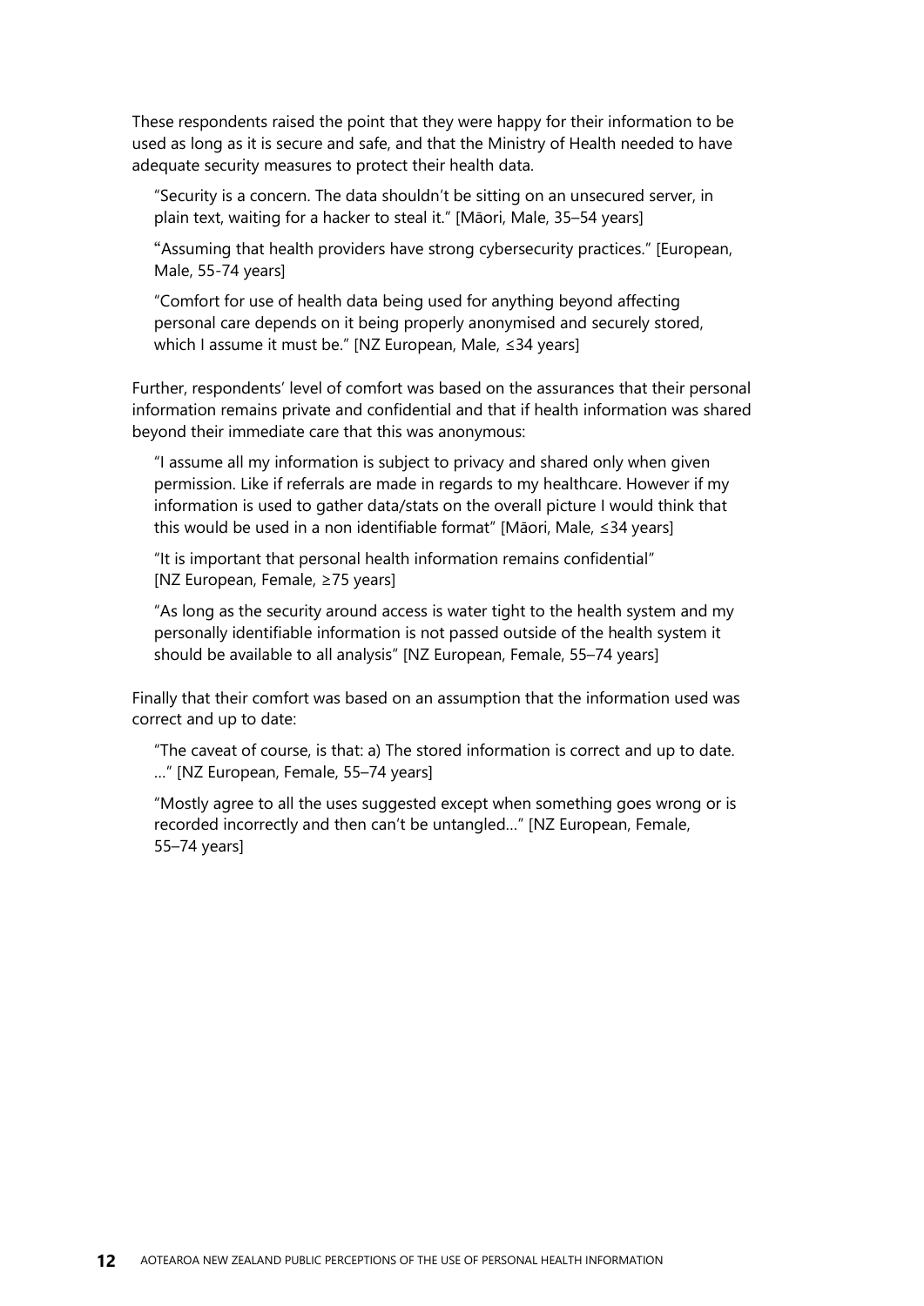These respondents raised the point that they were happy for their information to be used as long as it is secure and safe, and that the Ministry of Health needed to have adequate security measures to protect their health data.

> "Security is a concern. The data shouldn't be sitting on an unsecured server, in plain text, waiting for a hacker to steal it." [Māori, Male, 35–54 years]

> "Assuming that health providers have strong cybersecurity practices." [European, Male, 55-74 years]

> "Comfort for use of health data being used for anything beyond affecting personal care depends on it being properly anonymised and securely stored, which I assume it must be." [NZ European, Male, ≤34 years]

Further, respondents' level of comfort was based on the assurances that their personal information remains private and confidential and that if health information was shared beyond their immediate care that this was anonymous:

> "I assume all my information is subject to privacy and shared only when given permission. Like if referrals are made in regards to my healthcare. However if my information is used to gather data/stats on the overall picture I would think that this would be used in a non identifiable format" [Māori, Male, ≤34 years]

> "It is important that personal health information remains confidential" [NZ European, Female, ≥75 years]

> "As long as the security around access is water tight to the health system and my personally identifiable information is not passed outside of the health system it should be available to all analysis" [NZ European, Female, 55–74 years]

Finally that their comfort was based on an assumption that the information used was correct and up to date:

> "The caveat of course, is that: a) The stored information is correct and up to date. …" [NZ European, Female, 55–74 years]

> "Mostly agree to all the uses suggested except when something goes wrong or is recorded incorrectly and then can't be untangled…" [NZ European, Female, 55–74 years]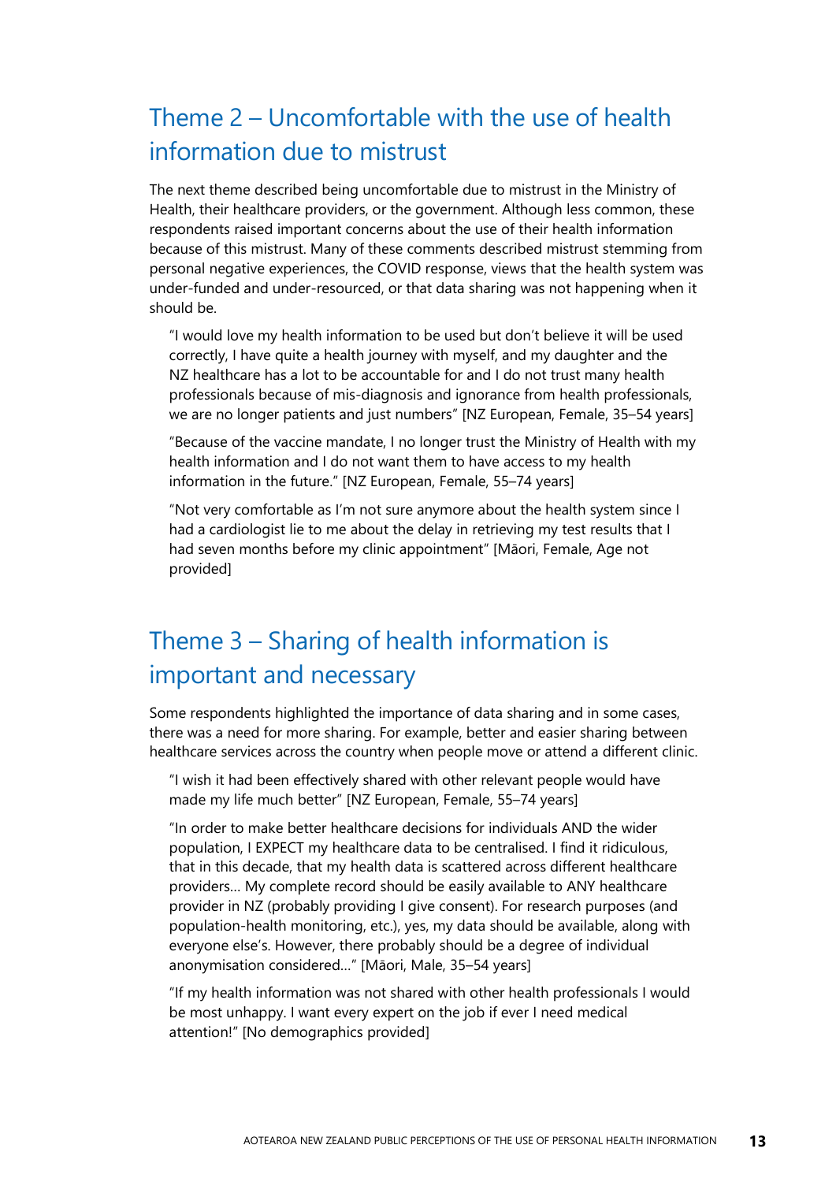## Theme 2 – Uncomfortable with the use of health information due to mistrust

The next theme described being uncomfortable due to mistrust in the Ministry of Health, their healthcare providers, or the government. Although less common, these respondents raised important concerns about the use of their health information because of this mistrust. Many of these comments described mistrust stemming from personal negative experiences, the COVID response, views that the health system was under-funded and under-resourced, or that data sharing was not happening when it should be.

> "I would love my health information to be used but don't believe it will be used correctly, I have quite a health journey with myself, and my daughter and the NZ healthcare has a lot to be accountable for and I do not trust many health professionals because of mis-diagnosis and ignorance from health professionals, we are no longer patients and just numbers" [NZ European, Female, 35–54 years]

> "Because of the vaccine mandate, I no longer trust the Ministry of Health with my health information and I do not want them to have access to my health information in the future." [NZ European, Female, 55–74 years]

> "Not very comfortable as I'm not sure anymore about the health system since I had a cardiologist lie to me about the delay in retrieving my test results that I had seven months before my clinic appointment" [Māori, Female, Age not provided]

## Theme 3 – Sharing of health information is important and necessary

Some respondents highlighted the importance of data sharing and in some cases, there was a need for more sharing. For example, better and easier sharing between healthcare services across the country when people move or attend a different clinic.

> "I wish it had been effectively shared with other relevant people would have made my life much better" [NZ European, Female, 55–74 years]

> "In order to make better healthcare decisions for individuals AND the wider population, I EXPECT my healthcare data to be centralised. I find it ridiculous, that in this decade, that my health data is scattered across different healthcare providers… My complete record should be easily available to ANY healthcare provider in NZ (probably providing I give consent). For research purposes (and population-health monitoring, etc.), yes, my data should be available, along with everyone else's. However, there probably should be a degree of individual anonymisation considered…" [Māori, Male, 35–54 years]

> "If my health information was not shared with other health professionals I would be most unhappy. I want every expert on the job if ever I need medical attention!" [No demographics provided]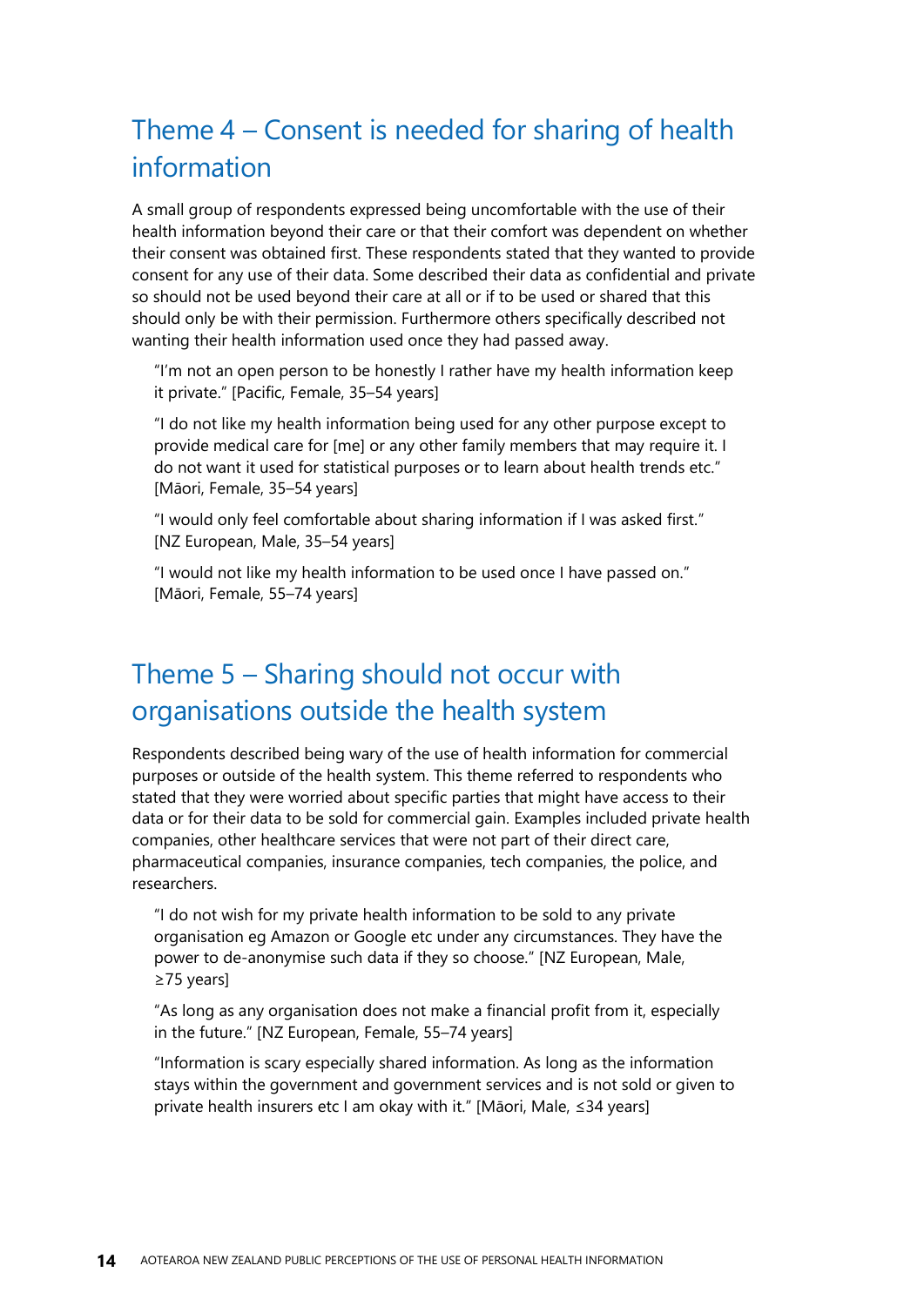## Theme 4 – Consent is needed for sharing of health information

A small group of respondents expressed being uncomfortable with the use of their health information beyond their care or that their comfort was dependent on whether their consent was obtained first. These respondents stated that they wanted to provide consent for any use of their data. Some described their data as confidential and private so should not be used beyond their care at all or if to be used or shared that this should only be with their permission. Furthermore others specifically described not wanting their health information used once they had passed away.

> "I'm not an open person to be honestly I rather have my health information keep it private." [Pacific, Female, 35–54 years]
>
> "I do not like my health information being used for any other purpose except to provide medical care for [me] or any other family members that may require it. I do not want it used for statistical purposes or to learn about health trends etc." [Māori, Female, 35–54 years]
>
> "I would only feel comfortable about sharing information if I was asked first." [NZ European, Male, 35–54 years]
>
> "I would not like my health information to be used once I have passed on." [Māori, Female, 55–74 years]

## Theme 5 – Sharing should not occur with organisations outside the health system

Respondents described being wary of the use of health information for commercial purposes or outside of the health system. This theme referred to respondents who stated that they were worried about specific parties that might have access to their data or for their data to be sold for commercial gain. Examples included private health companies, other healthcare services that were not part of their direct care, pharmaceutical companies, insurance companies, tech companies, the police, and researchers.

> "I do not wish for my private health information to be sold to any private organisation eg Amazon or Google etc under any circumstances. They have the power to de-anonymise such data if they so choose." [NZ European, Male, ≥75 years]
>
> "As long as any organisation does not make a financial profit from it, especially in the future." [NZ European, Female, 55–74 years]
>
> "Information is scary especially shared information. As long as the information stays within the government and government services and is not sold or given to private health insurers etc I am okay with it." [Māori, Male, ≤34 years]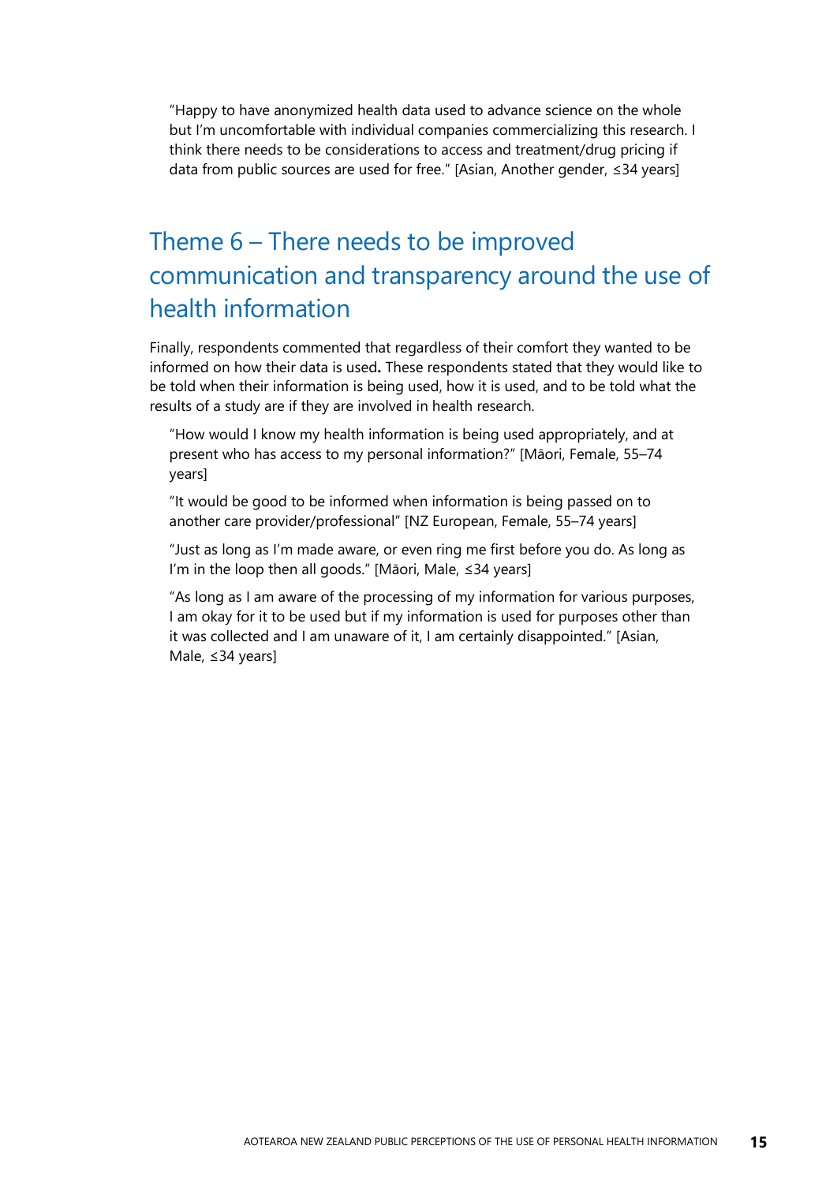"Happy to have anonymized health data used to advance science on the whole but I'm uncomfortable with individual companies commercializing this research. I think there needs to be considerations to access and treatment/drug pricing if data from public sources are used for free." [Asian, Another gender, ≤34 years]

## Theme 6 – There needs to be improved communication and transparency around the use of health information

Finally, respondents commented that regardless of their comfort they wanted to be informed on how their data is used**.** These respondents stated that they would like to be told when their information is being used, how it is used, and to be told what the results of a study are if they are involved in health research.

"How would I know my health information is being used appropriately, and at present who has access to my personal information?" [Māori, Female, 55–74 years]

"It would be good to be informed when information is being passed on to another care provider/professional" [NZ European, Female, 55–74 years]

"Just as long as I'm made aware, or even ring me first before you do. As long as I'm in the loop then all goods." [Māori, Male, ≤34 years]

"As long as I am aware of the processing of my information for various purposes, I am okay for it to be used but if my information is used for purposes other than it was collected and I am unaware of it, I am certainly disappointed." [Asian, Male, ≤34 years]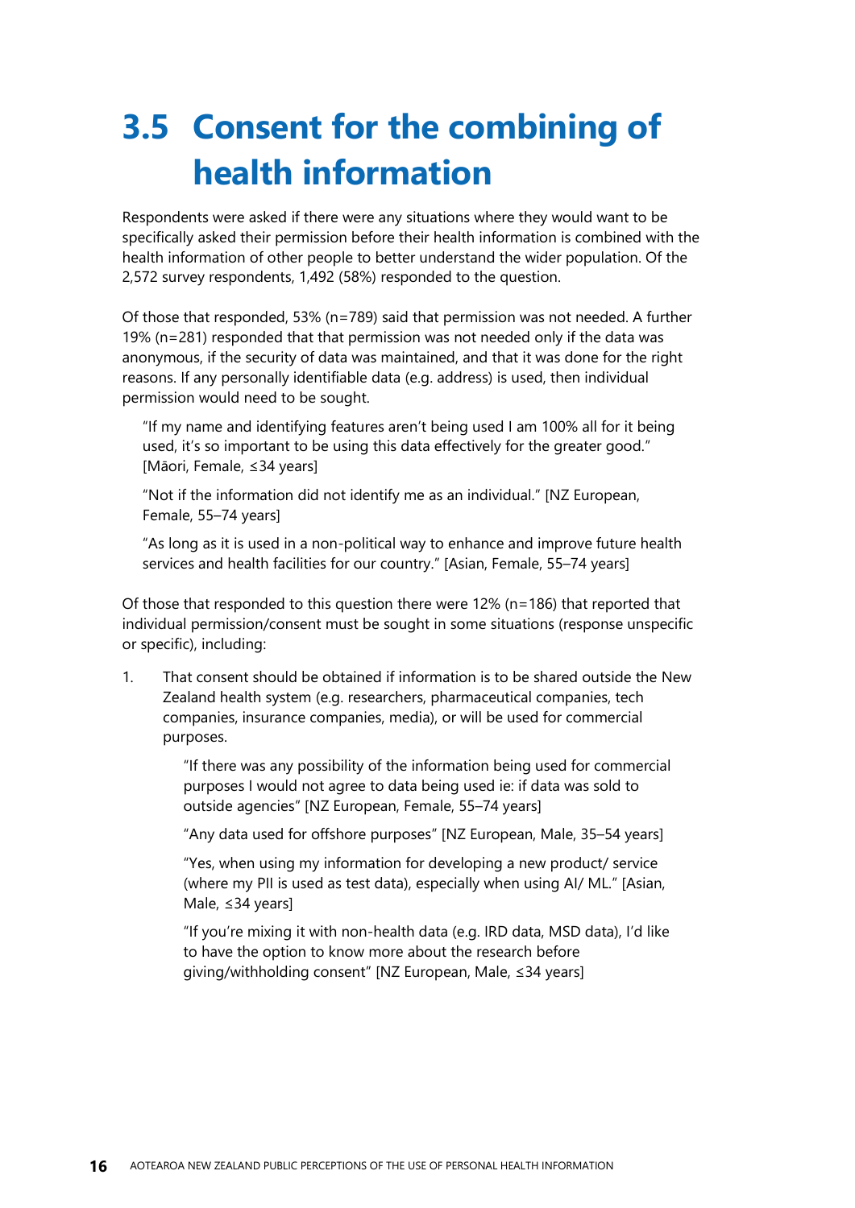# 3.5 Consent for the combining of health information

Respondents were asked if there were any situations where they would want to be specifically asked their permission before their health information is combined with the health information of other people to better understand the wider population. Of the 2,572 survey respondents, 1,492 (58%) responded to the question.

Of those that responded, 53% (n=789) said that permission was not needed. A further 19% (n=281) responded that that permission was not needed only if the data was anonymous, if the security of data was maintained, and that it was done for the right reasons. If any personally identifiable data (e.g. address) is used, then individual permission would need to be sought.

> "If my name and identifying features aren't being used I am 100% all for it being used, it's so important to be using this data effectively for the greater good." [Māori, Female, ≤34 years]
>
> "Not if the information did not identify me as an individual." [NZ European, Female, 55–74 years]
>
> "As long as it is used in a non-political way to enhance and improve future health services and health facilities for our country." [Asian, Female, 55–74 years]

Of those that responded to this question there were 12% (n=186) that reported that individual permission/consent must be sought in some situations (response unspecific or specific), including:

1. That consent should be obtained if information is to be shared outside the New Zealand health system (e.g. researchers, pharmaceutical companies, tech companies, insurance companies, media), or will be used for commercial purposes.

   > "If there was any possibility of the information being used for commercial purposes I would not agree to data being used ie: if data was sold to outside agencies" [NZ European, Female, 55–74 years]
   >
   > "Any data used for offshore purposes" [NZ European, Male, 35–54 years]
   >
   > "Yes, when using my information for developing a new product/ service (where my PII is used as test data), especially when using AI/ ML." [Asian, Male, ≤34 years]
   >
   > "If you're mixing it with non-health data (e.g. IRD data, MSD data), I'd like to have the option to know more about the research before giving/withholding consent" [NZ European, Male, ≤34 years]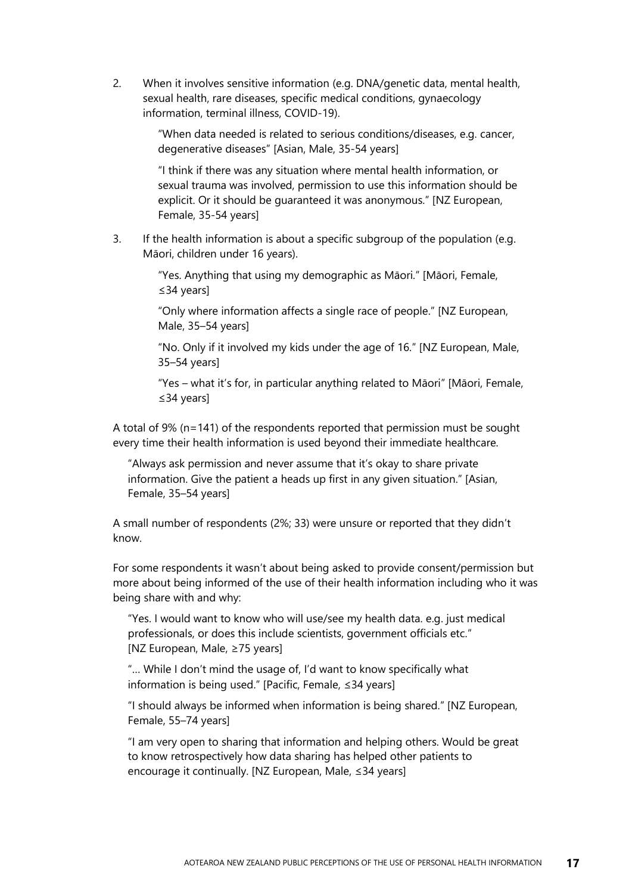2. When it involves sensitive information (e.g. DNA/genetic data, mental health, sexual health, rare diseases, specific medical conditions, gynaecology information, terminal illness, COVID-19).

   "When data needed is related to serious conditions/diseases, e.g. cancer, degenerative diseases" [Asian, Male, 35-54 years]

   "I think if there was any situation where mental health information, or sexual trauma was involved, permission to use this information should be explicit. Or it should be guaranteed it was anonymous." [NZ European, Female, 35-54 years]

3. If the health information is about a specific subgroup of the population (e.g. Māori, children under 16 years).

   "Yes. Anything that using my demographic as Māori." [Māori, Female, ≤34 years]

   "Only where information affects a single race of people." [NZ European, Male, 35–54 years]

   "No. Only if it involved my kids under the age of 16." [NZ European, Male, 35–54 years]

   "Yes – what it's for, in particular anything related to Māori" [Māori, Female, ≤34 years]

A total of 9% (n=141) of the respondents reported that permission must be sought every time their health information is used beyond their immediate healthcare.

> "Always ask permission and never assume that it's okay to share private information. Give the patient a heads up first in any given situation." [Asian, Female, 35–54 years]

A small number of respondents (2%; 33) were unsure or reported that they didn't know.

For some respondents it wasn't about being asked to provide consent/permission but more about being informed of the use of their health information including who it was being share with and why:

> "Yes. I would want to know who will use/see my health data. e.g. just medical professionals, or does this include scientists, government officials etc." [NZ European, Male, ≥75 years]

> "… While I don't mind the usage of, I'd want to know specifically what information is being used." [Pacific, Female, ≤34 years]

> "I should always be informed when information is being shared." [NZ European, Female, 55–74 years]

> "I am very open to sharing that information and helping others. Would be great to know retrospectively how data sharing has helped other patients to encourage it continually. [NZ European, Male, ≤34 years]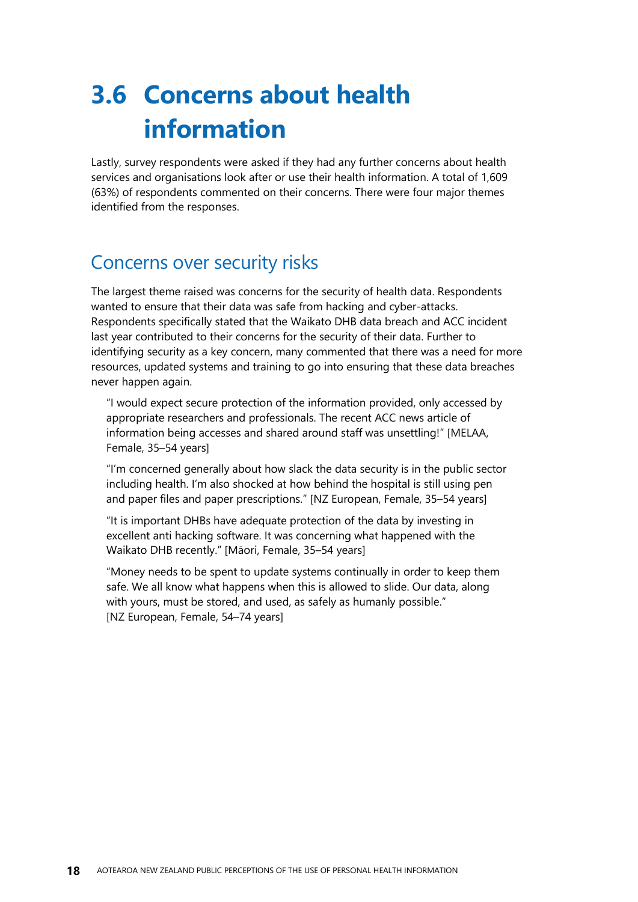# 3.6 Concerns about health information

Lastly, survey respondents were asked if they had any further concerns about health services and organisations look after or use their health information. A total of 1,609 (63%) of respondents commented on their concerns. There were four major themes identified from the responses.

## Concerns over security risks

The largest theme raised was concerns for the security of health data. Respondents wanted to ensure that their data was safe from hacking and cyber-attacks. Respondents specifically stated that the Waikato DHB data breach and ACC incident last year contributed to their concerns for the security of their data. Further to identifying security as a key concern, many commented that there was a need for more resources, updated systems and training to go into ensuring that these data breaches never happen again.

> "I would expect secure protection of the information provided, only accessed by appropriate researchers and professionals. The recent ACC news article of information being accesses and shared around staff was unsettling!" [MELAA, Female, 35–54 years]
>
> "I'm concerned generally about how slack the data security is in the public sector including health. I'm also shocked at how behind the hospital is still using pen and paper files and paper prescriptions." [NZ European, Female, 35–54 years]
>
> "It is important DHBs have adequate protection of the data by investing in excellent anti hacking software. It was concerning what happened with the Waikato DHB recently." [Māori, Female, 35–54 years]
>
> "Money needs to be spent to update systems continually in order to keep them safe. We all know what happens when this is allowed to slide. Our data, along with yours, must be stored, and used, as safely as humanly possible." [NZ European, Female, 54–74 years]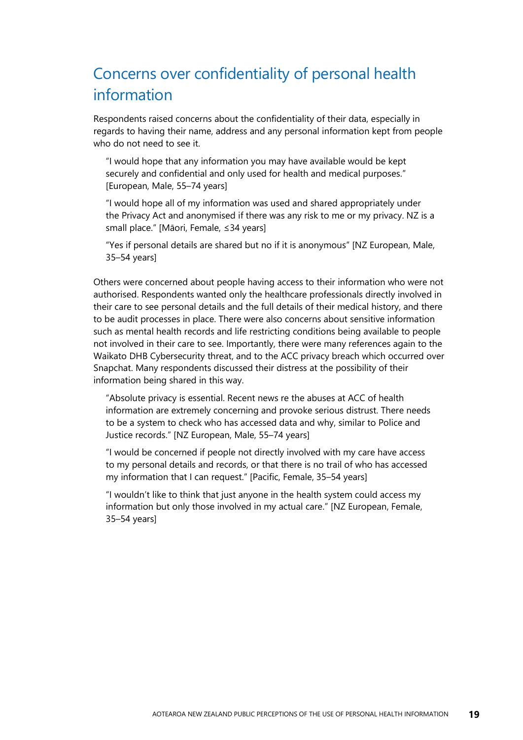## Concerns over confidentiality of personal health information

Respondents raised concerns about the confidentiality of their data, especially in regards to having their name, address and any personal information kept from people who do not need to see it.

> "I would hope that any information you may have available would be kept securely and confidential and only used for health and medical purposes." [European, Male, 55–74 years]

> "I would hope all of my information was used and shared appropriately under the Privacy Act and anonymised if there was any risk to me or my privacy. NZ is a small place." [Māori, Female, ≤34 years]

> "Yes if personal details are shared but no if it is anonymous" [NZ European, Male, 35–54 years]

Others were concerned about people having access to their information who were not authorised. Respondents wanted only the healthcare professionals directly involved in their care to see personal details and the full details of their medical history, and there to be audit processes in place. There were also concerns about sensitive information such as mental health records and life restricting conditions being available to people not involved in their care to see. Importantly, there were many references again to the Waikato DHB Cybersecurity threat, and to the ACC privacy breach which occurred over Snapchat. Many respondents discussed their distress at the possibility of their information being shared in this way.

> "Absolute privacy is essential. Recent news re the abuses at ACC of health information are extremely concerning and provoke serious distrust. There needs to be a system to check who has accessed data and why, similar to Police and Justice records." [NZ European, Male, 55–74 years]

> "I would be concerned if people not directly involved with my care have access to my personal details and records, or that there is no trail of who has accessed my information that I can request." [Pacific, Female, 35–54 years]

> "I wouldn't like to think that just anyone in the health system could access my information but only those involved in my actual care." [NZ European, Female, 35–54 years]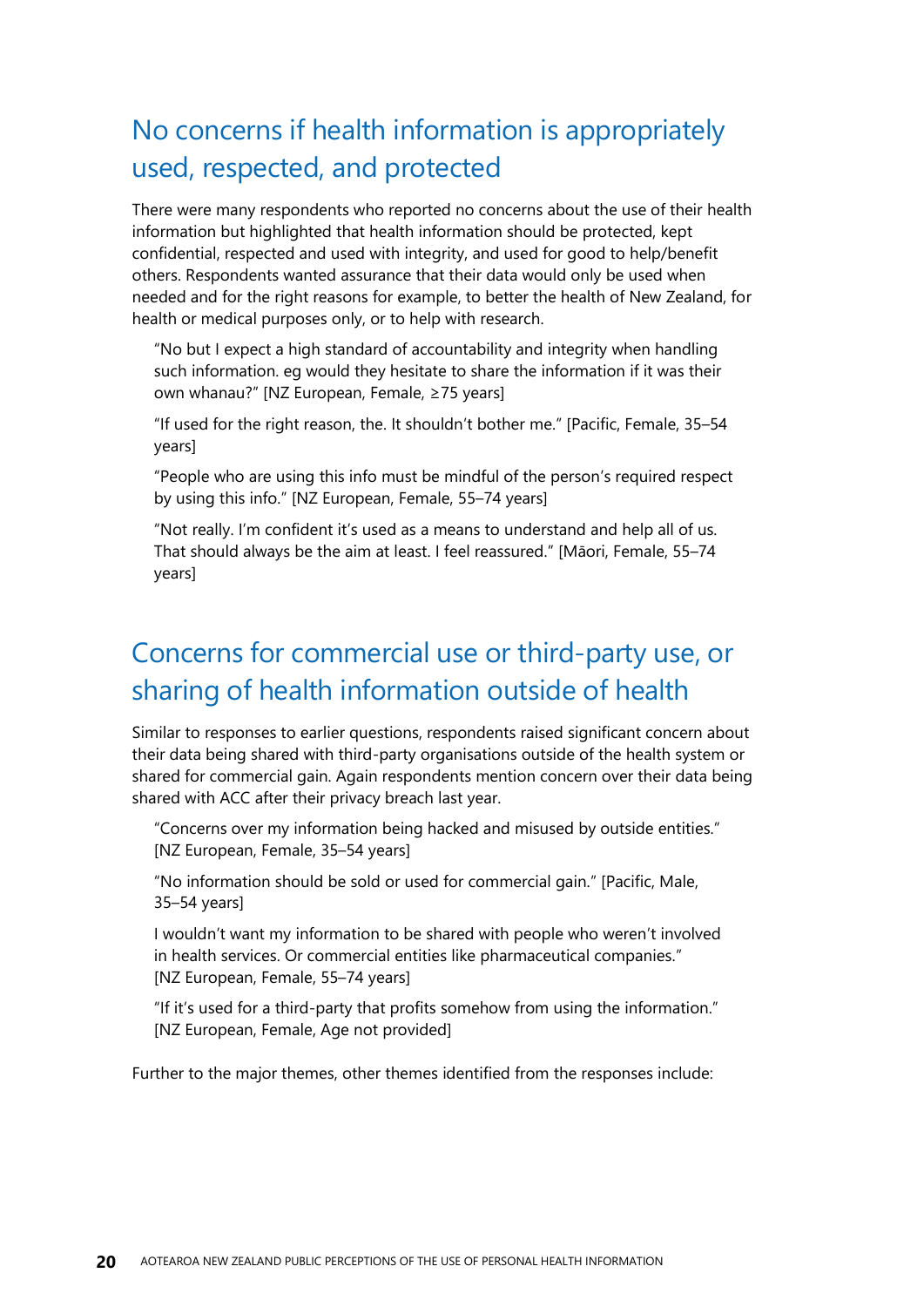## No concerns if health information is appropriately used, respected, and protected

There were many respondents who reported no concerns about the use of their health information but highlighted that health information should be protected, kept confidential, respected and used with integrity, and used for good to help/benefit others. Respondents wanted assurance that their data would only be used when needed and for the right reasons for example, to better the health of New Zealand, for health or medical purposes only, or to help with research.

> "No but I expect a high standard of accountability and integrity when handling such information. eg would they hesitate to share the information if it was their own whanau?" [NZ European, Female, ≥75 years]
>
> "If used for the right reason, the. It shouldn't bother me." [Pacific, Female, 35–54 years]
>
> "People who are using this info must be mindful of the person's required respect by using this info." [NZ European, Female, 55–74 years]
>
> "Not really. I'm confident it's used as a means to understand and help all of us. That should always be the aim at least. I feel reassured." [Māori, Female, 55–74 years]

## Concerns for commercial use or third-party use, or sharing of health information outside of health

Similar to responses to earlier questions, respondents raised significant concern about their data being shared with third-party organisations outside of the health system or shared for commercial gain. Again respondents mention concern over their data being shared with ACC after their privacy breach last year.

> "Concerns over my information being hacked and misused by outside entities." [NZ European, Female, 35–54 years]
>
> "No information should be sold or used for commercial gain." [Pacific, Male, 35–54 years]
>
> I wouldn't want my information to be shared with people who weren't involved in health services. Or commercial entities like pharmaceutical companies." [NZ European, Female, 55–74 years]
>
> "If it's used for a third-party that profits somehow from using the information." [NZ European, Female, Age not provided]

Further to the major themes, other themes identified from the responses include: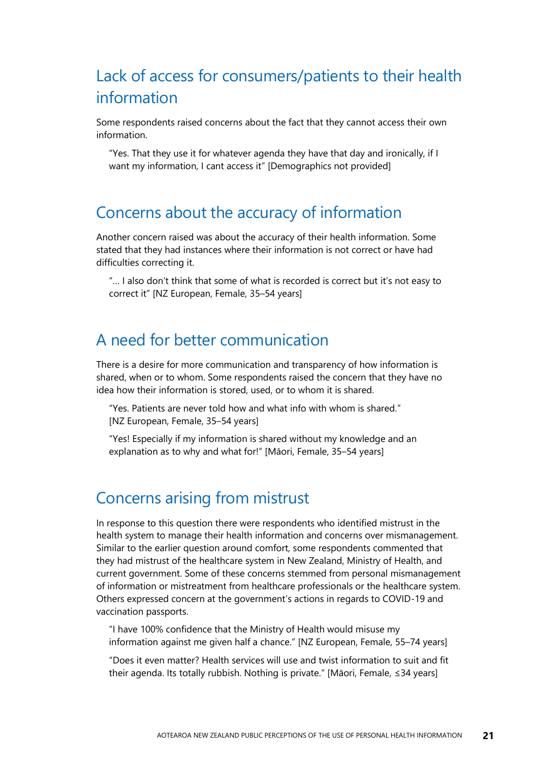## Lack of access for consumers/patients to their health information

Some respondents raised concerns about the fact that they cannot access their own information.

> "Yes. That they use it for whatever agenda they have that day and ironically, if I want my information, I cant access it" [Demographics not provided]

## Concerns about the accuracy of information

Another concern raised was about the accuracy of their health information. Some stated that they had instances where their information is not correct or have had difficulties correcting it.

> "… I also don't think that some of what is recorded is correct but it's not easy to correct it" [NZ European, Female, 35–54 years]

## A need for better communication

There is a desire for more communication and transparency of how information is shared, when or to whom. Some respondents raised the concern that they have no idea how their information is stored, used, or to whom it is shared.

> "Yes. Patients are never told how and what info with whom is shared." [NZ European, Female, 35–54 years]

> "Yes! Especially if my information is shared without my knowledge and an explanation as to why and what for!" [Māori, Female, 35–54 years]

## Concerns arising from mistrust

In response to this question there were respondents who identified mistrust in the health system to manage their health information and concerns over mismanagement. Similar to the earlier question around comfort, some respondents commented that they had mistrust of the healthcare system in New Zealand, Ministry of Health, and current government. Some of these concerns stemmed from personal mismanagement of information or mistreatment from healthcare professionals or the healthcare system. Others expressed concern at the government's actions in regards to COVID-19 and vaccination passports.

> "I have 100% confidence that the Ministry of Health would misuse my information against me given half a chance." [NZ European, Female, 55–74 years]

> "Does it even matter? Health services will use and twist information to suit and fit their agenda. Its totally rubbish. Nothing is private." [Māori, Female, ≤34 years]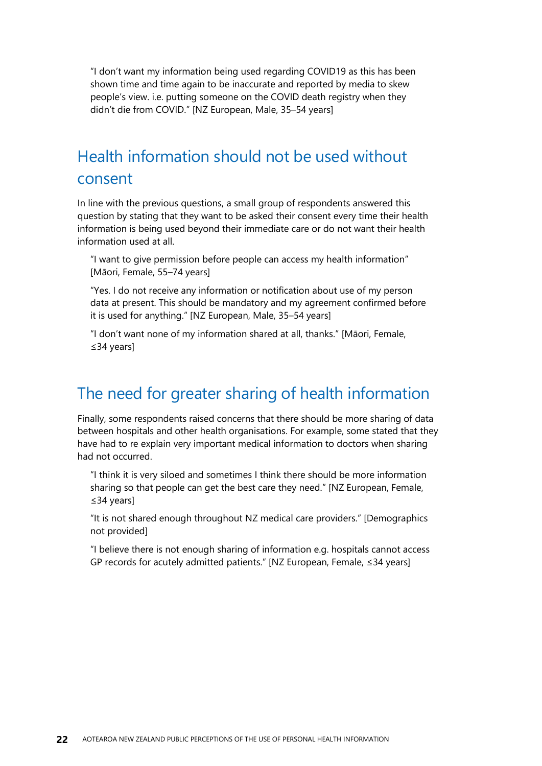> "I don't want my information being used regarding COVID19 as this has been shown time and time again to be inaccurate and reported by media to skew people's view. i.e. putting someone on the COVID death registry when they didn't die from COVID." [NZ European, Male, 35–54 years]

## Health information should not be used without consent

In line with the previous questions, a small group of respondents answered this question by stating that they want to be asked their consent every time their health information is being used beyond their immediate care or do not want their health information used at all.

> "I want to give permission before people can access my health information" [Māori, Female, 55–74 years]

> "Yes. I do not receive any information or notification about use of my person data at present. This should be mandatory and my agreement confirmed before it is used for anything." [NZ European, Male, 35–54 years]

> "I don't want none of my information shared at all, thanks." [Māori, Female, ≤34 years]

## The need for greater sharing of health information

Finally, some respondents raised concerns that there should be more sharing of data between hospitals and other health organisations. For example, some stated that they have had to re explain very important medical information to doctors when sharing had not occurred.

> "I think it is very siloed and sometimes I think there should be more information sharing so that people can get the best care they need." [NZ European, Female, ≤34 years]

> "It is not shared enough throughout NZ medical care providers." [Demographics not provided]

> "I believe there is not enough sharing of information e.g. hospitals cannot access GP records for acutely admitted patients." [NZ European, Female, ≤34 years]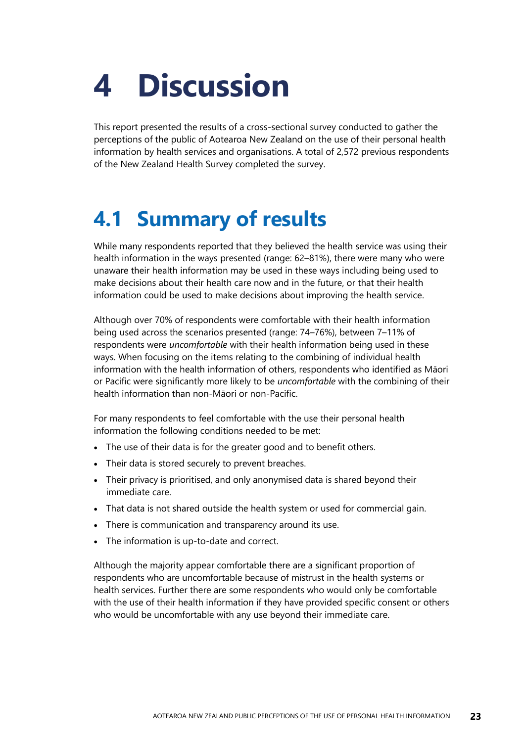# 4 Discussion

This report presented the results of a cross-sectional survey conducted to gather the perceptions of the public of Aotearoa New Zealand on the use of their personal health information by health services and organisations. A total of 2,572 previous respondents of the New Zealand Health Survey completed the survey.

## 4.1 Summary of results

While many respondents reported that they believed the health service was using their health information in the ways presented (range: 62–81%), there were many who were unaware their health information may be used in these ways including being used to make decisions about their health care now and in the future, or that their health information could be used to make decisions about improving the health service.

Although over 70% of respondents were comfortable with their health information being used across the scenarios presented (range: 74–76%), between 7–11% of respondents were *uncomfortable* with their health information being used in these ways. When focusing on the items relating to the combining of individual health information with the health information of others, respondents who identified as Māori or Pacific were significantly more likely to be *uncomfortable* with the combining of their health information than non-Māori or non-Pacific.

For many respondents to feel comfortable with the use their personal health information the following conditions needed to be met:

- The use of their data is for the greater good and to benefit others.
- Their data is stored securely to prevent breaches.
- Their privacy is prioritised, and only anonymised data is shared beyond their immediate care.
- That data is not shared outside the health system or used for commercial gain.
- There is communication and transparency around its use.
- The information is up-to-date and correct.

Although the majority appear comfortable there are a significant proportion of respondents who are uncomfortable because of mistrust in the health systems or health services. Further there are some respondents who would only be comfortable with the use of their health information if they have provided specific consent or others who would be uncomfortable with any use beyond their immediate care.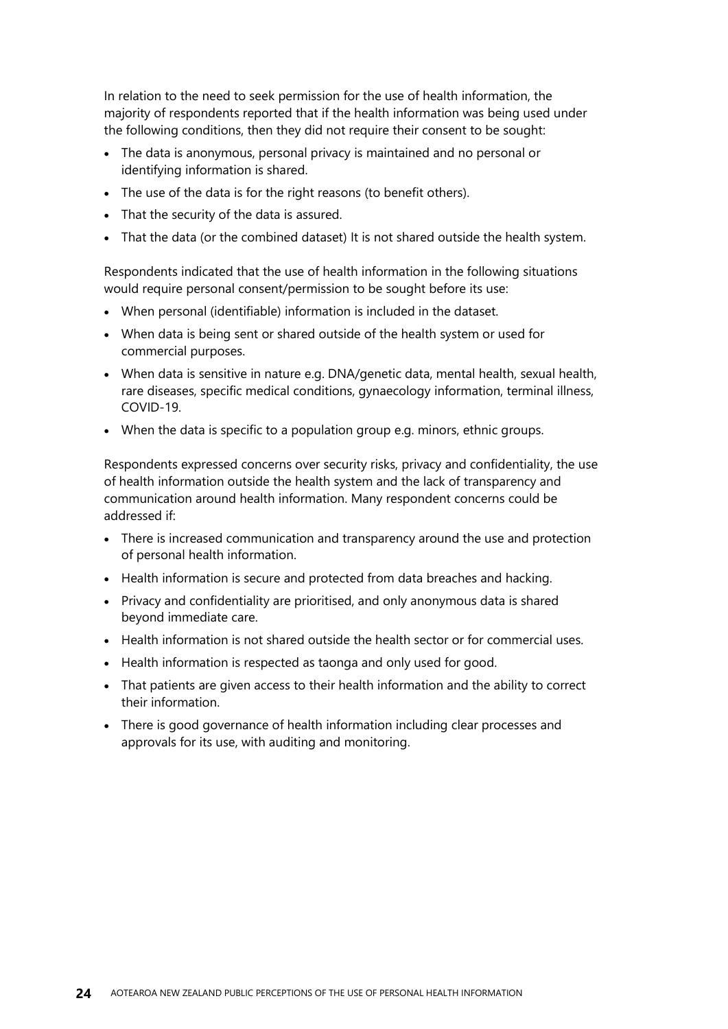In relation to the need to seek permission for the use of health information, the majority of respondents reported that if the health information was being used under the following conditions, then they did not require their consent to be sought:

- The data is anonymous, personal privacy is maintained and no personal or identifying information is shared.
- The use of the data is for the right reasons (to benefit others).
- That the security of the data is assured.
- That the data (or the combined dataset) It is not shared outside the health system.

Respondents indicated that the use of health information in the following situations would require personal consent/permission to be sought before its use:

- When personal (identifiable) information is included in the dataset.
- When data is being sent or shared outside of the health system or used for commercial purposes.
- When data is sensitive in nature e.g. DNA/genetic data, mental health, sexual health, rare diseases, specific medical conditions, gynaecology information, terminal illness, COVID-19.
- When the data is specific to a population group e.g. minors, ethnic groups.

Respondents expressed concerns over security risks, privacy and confidentiality, the use of health information outside the health system and the lack of transparency and communication around health information. Many respondent concerns could be addressed if:

- There is increased communication and transparency around the use and protection of personal health information.
- Health information is secure and protected from data breaches and hacking.
- Privacy and confidentiality are prioritised, and only anonymous data is shared beyond immediate care.
- Health information is not shared outside the health sector or for commercial uses.
- Health information is respected as taonga and only used for good.
- That patients are given access to their health information and the ability to correct their information.
- There is good governance of health information including clear processes and approvals for its use, with auditing and monitoring.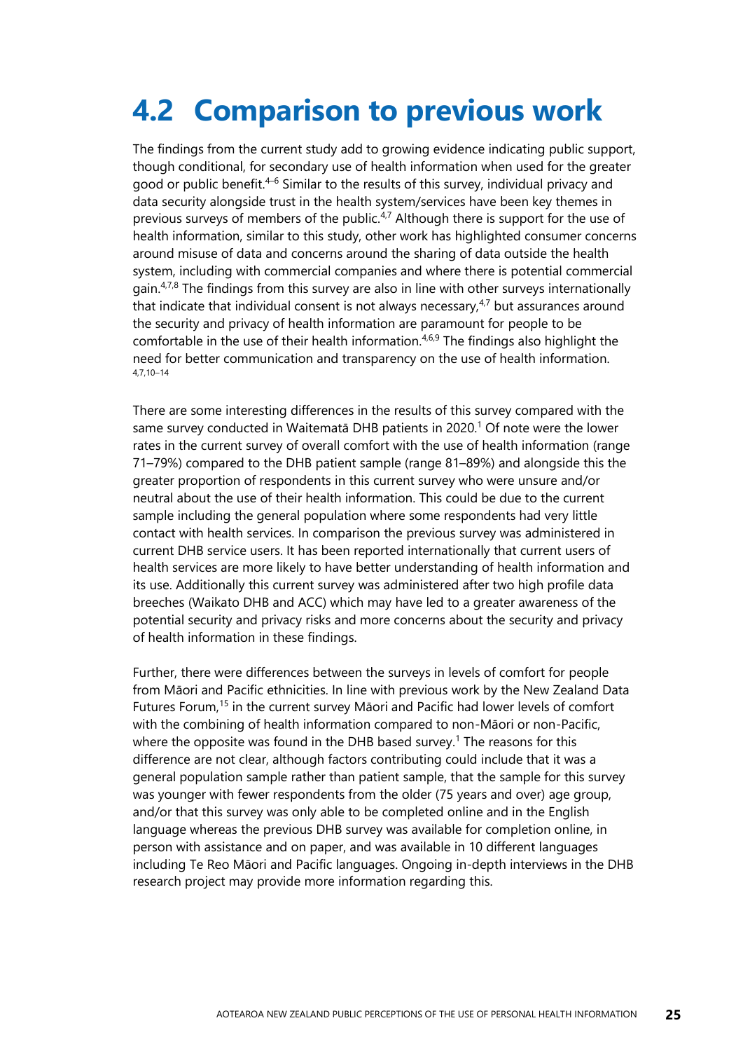# 4.2 Comparison to previous work

The findings from the current study add to growing evidence indicating public support, though conditional, for secondary use of health information when used for the greater good or public benefit.[4–6] Similar to the results of this survey, individual privacy and data security alongside trust in the health system/services have been key themes in previous surveys of members of the public.[4,7] Although there is support for the use of health information, similar to this study, other work has highlighted consumer concerns around misuse of data and concerns around the sharing of data outside the health system, including with commercial companies and where there is potential commercial gain.[4,7,8] The findings from this survey are also in line with other surveys internationally that indicate that individual consent is not always necessary,[4,7] but assurances around the security and privacy of health information are paramount for people to be comfortable in the use of their health information.[4,6,9] The findings also highlight the need for better communication and transparency on the use of health information.[4,7,10–14]

There are some interesting differences in the results of this survey compared with the same survey conducted in Waitematā DHB patients in 2020.[1] Of note were the lower rates in the current survey of overall comfort with the use of health information (range 71–79%) compared to the DHB patient sample (range 81–89%) and alongside this the greater proportion of respondents in this current survey who were unsure and/or neutral about the use of their health information. This could be due to the current sample including the general population where some respondents had very little contact with health services. In comparison the previous survey was administered in current DHB service users. It has been reported internationally that current users of health services are more likely to have better understanding of health information and its use. Additionally this current survey was administered after two high profile data breeches (Waikato DHB and ACC) which may have led to a greater awareness of the potential security and privacy risks and more concerns about the security and privacy of health information in these findings.

Further, there were differences between the surveys in levels of comfort for people from Māori and Pacific ethnicities. In line with previous work by the New Zealand Data Futures Forum,[15] in the current survey Māori and Pacific had lower levels of comfort with the combining of health information compared to non-Māori or non-Pacific, where the opposite was found in the DHB based survey.[1] The reasons for this difference are not clear, although factors contributing could include that it was a general population sample rather than patient sample, that the sample for this survey was younger with fewer respondents from the older (75 years and over) age group, and/or that this survey was only able to be completed online and in the English language whereas the previous DHB survey was available for completion online, in person with assistance and on paper, and was available in 10 different languages including Te Reo Māori and Pacific languages. Ongoing in-depth interviews in the DHB research project may provide more information regarding this.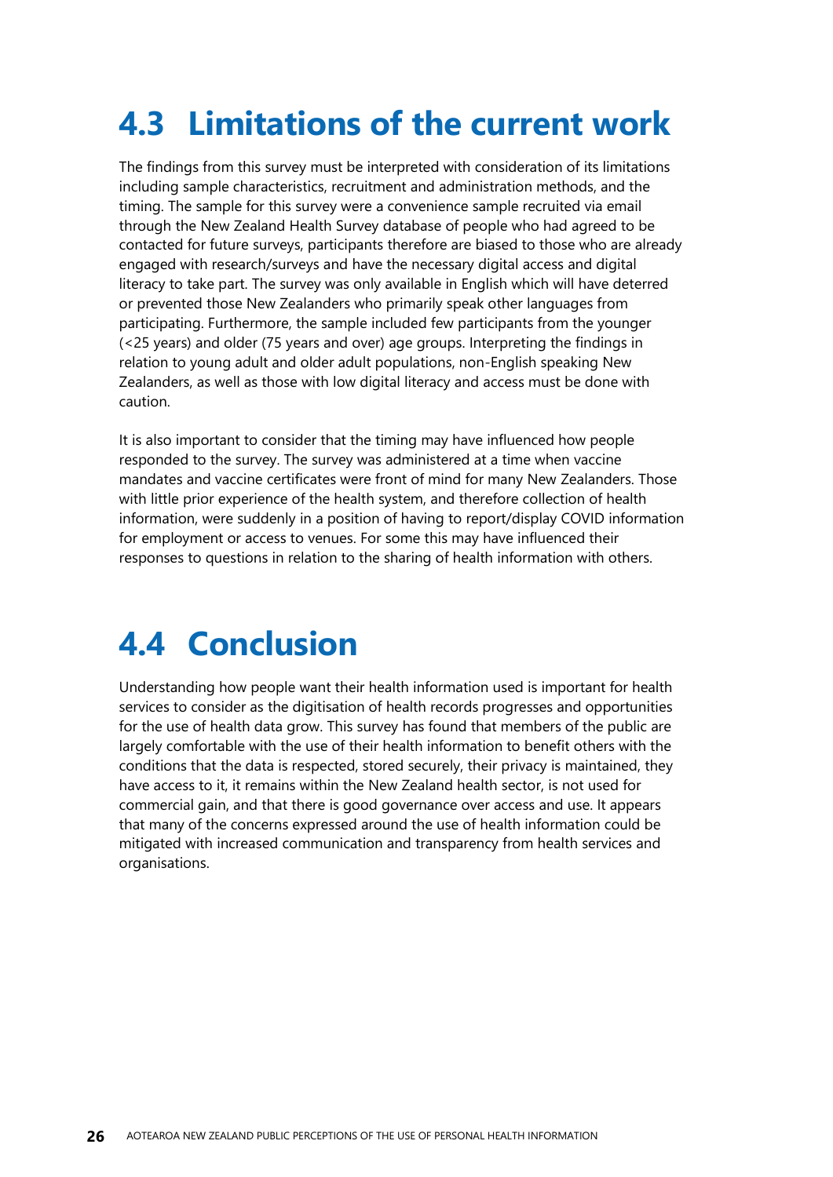## 4.3 Limitations of the current work

The findings from this survey must be interpreted with consideration of its limitations including sample characteristics, recruitment and administration methods, and the timing. The sample for this survey were a convenience sample recruited via email through the New Zealand Health Survey database of people who had agreed to be contacted for future surveys, participants therefore are biased to those who are already engaged with research/surveys and have the necessary digital access and digital literacy to take part. The survey was only available in English which will have deterred or prevented those New Zealanders who primarily speak other languages from participating. Furthermore, the sample included few participants from the younger (<25 years) and older (75 years and over) age groups. Interpreting the findings in relation to young adult and older adult populations, non-English speaking New Zealanders, as well as those with low digital literacy and access must be done with caution.

It is also important to consider that the timing may have influenced how people responded to the survey. The survey was administered at a time when vaccine mandates and vaccine certificates were front of mind for many New Zealanders. Those with little prior experience of the health system, and therefore collection of health information, were suddenly in a position of having to report/display COVID information for employment or access to venues. For some this may have influenced their responses to questions in relation to the sharing of health information with others.

## 4.4 Conclusion

Understanding how people want their health information used is important for health services to consider as the digitisation of health records progresses and opportunities for the use of health data grow. This survey has found that members of the public are largely comfortable with the use of their health information to benefit others with the conditions that the data is respected, stored securely, their privacy is maintained, they have access to it, it remains within the New Zealand health sector, is not used for commercial gain, and that there is good governance over access and use. It appears that many of the concerns expressed around the use of health information could be mitigated with increased communication and transparency from health services and organisations.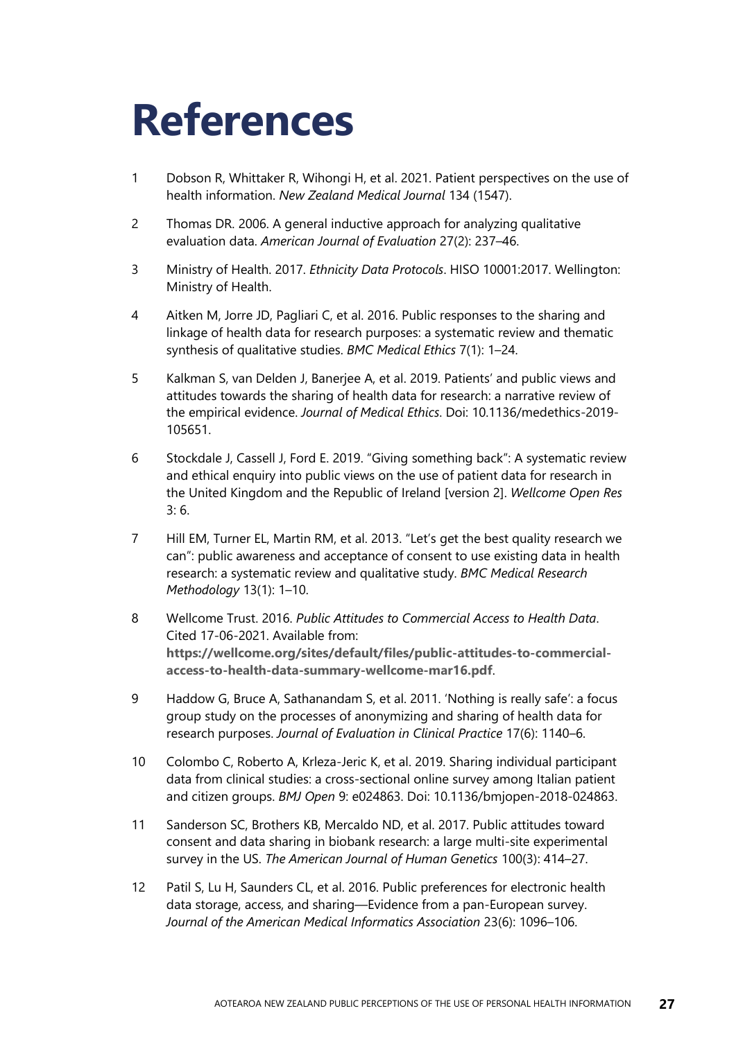# References

1. Dobson R, Whittaker R, Wihongi H, et al. 2021. Patient perspectives on the use of health information. *New Zealand Medical Journal* 134 (1547).

2. Thomas DR. 2006. A general inductive approach for analyzing qualitative evaluation data. *American Journal of Evaluation* 27(2): 237–46.

3. Ministry of Health. 2017. *Ethnicity Data Protocols*. HISO 10001:2017. Wellington: Ministry of Health.

4. Aitken M, Jorre JD, Pagliari C, et al. 2016. Public responses to the sharing and linkage of health data for research purposes: a systematic review and thematic synthesis of qualitative studies. *BMC Medical Ethics* 7(1): 1–24.

5. Kalkman S, van Delden J, Banerjee A, et al. 2019. Patients' and public views and attitudes towards the sharing of health data for research: a narrative review of the empirical evidence. *Journal of Medical Ethics*. Doi: 10.1136/medethics-2019-105651.

6. Stockdale J, Cassell J, Ford E. 2019. "Giving something back": A systematic review and ethical enquiry into public views on the use of patient data for research in the United Kingdom and the Republic of Ireland [version 2]. *Wellcome Open Res* 3: 6.

7. Hill EM, Turner EL, Martin RM, et al. 2013. "Let's get the best quality research we can": public awareness and acceptance of consent to use existing data in health research: a systematic review and qualitative study. *BMC Medical Research Methodology* 13(1): 1–10.

8. Wellcome Trust. 2016. *Public Attitudes to Commercial Access to Health Data*. Cited 17-06-2021. Available from: **https://wellcome.org/sites/default/files/public-attitudes-to-commercial-access-to-health-data-summary-wellcome-mar16.pdf**.

9. Haddow G, Bruce A, Sathanandam S, et al. 2011. 'Nothing is really safe': a focus group study on the processes of anonymizing and sharing of health data for research purposes. *Journal of Evaluation in Clinical Practice* 17(6): 1140–6.

10. Colombo C, Roberto A, Krleza-Jeric K, et al. 2019. Sharing individual participant data from clinical studies: a cross-sectional online survey among Italian patient and citizen groups. *BMJ Open* 9: e024863. Doi: 10.1136/bmjopen-2018-024863.

11. Sanderson SC, Brothers KB, Mercaldo ND, et al. 2017. Public attitudes toward consent and data sharing in biobank research: a large multi-site experimental survey in the US. *The American Journal of Human Genetics* 100(3): 414–27.

12. Patil S, Lu H, Saunders CL, et al. 2016. Public preferences for electronic health data storage, access, and sharing—Evidence from a pan-European survey. *Journal of the American Medical Informatics Association* 23(6): 1096–106.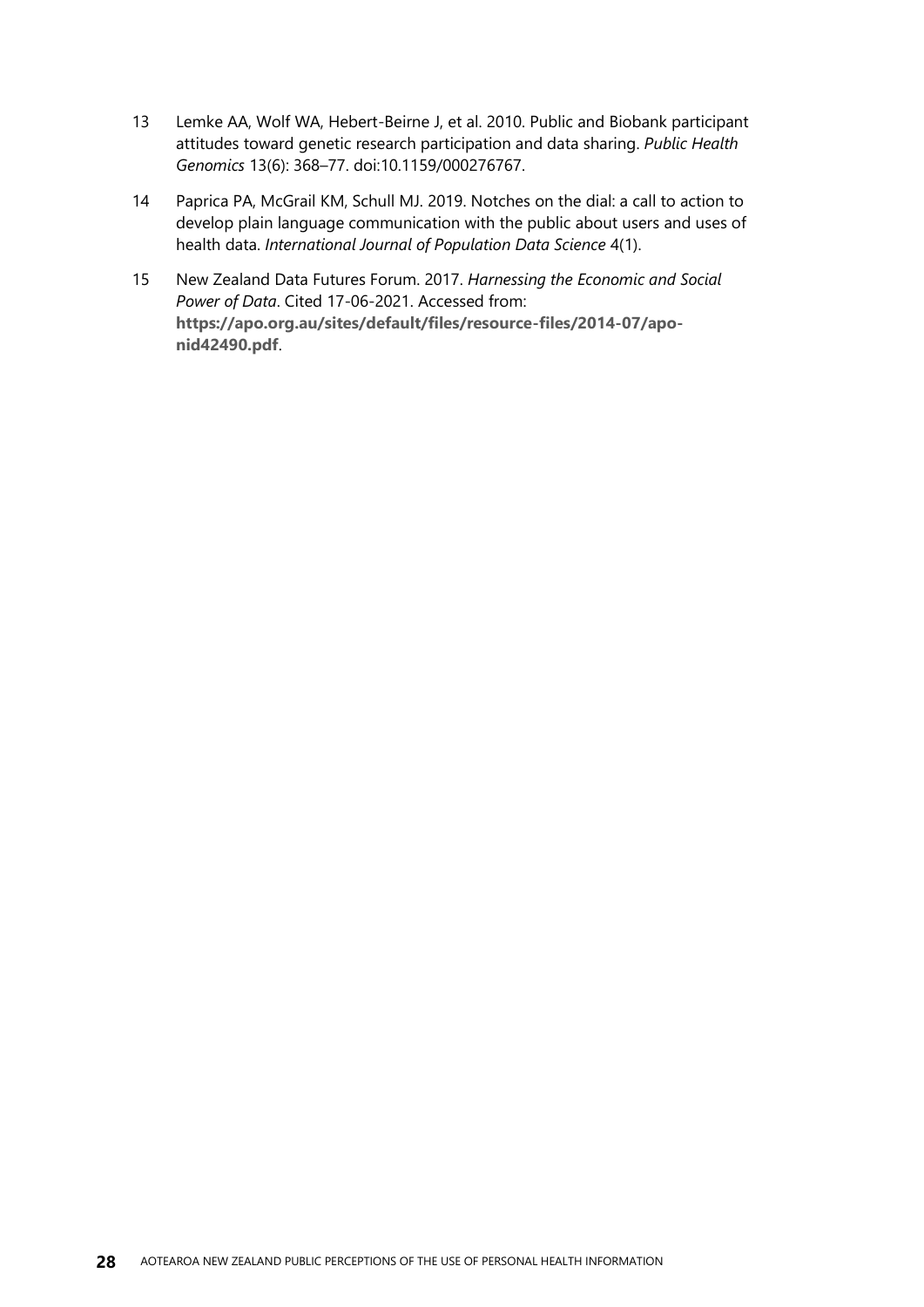13 Lemke AA, Wolf WA, Hebert-Beirne J, et al. 2010. Public and Biobank participant attitudes toward genetic research participation and data sharing. *Public Health Genomics* 13(6): 368–77. doi:10.1159/000276767.

14 Paprica PA, McGrail KM, Schull MJ. 2019. Notches on the dial: a call to action to develop plain language communication with the public about users and uses of health data. *International Journal of Population Data Science* 4(1).

15 New Zealand Data Futures Forum. 2017. *Harnessing the Economic and Social Power of Data*. Cited 17-06-2021. Accessed from: **https://apo.org.au/sites/default/files/resource-files/2014-07/apo-nid42490.pdf**.